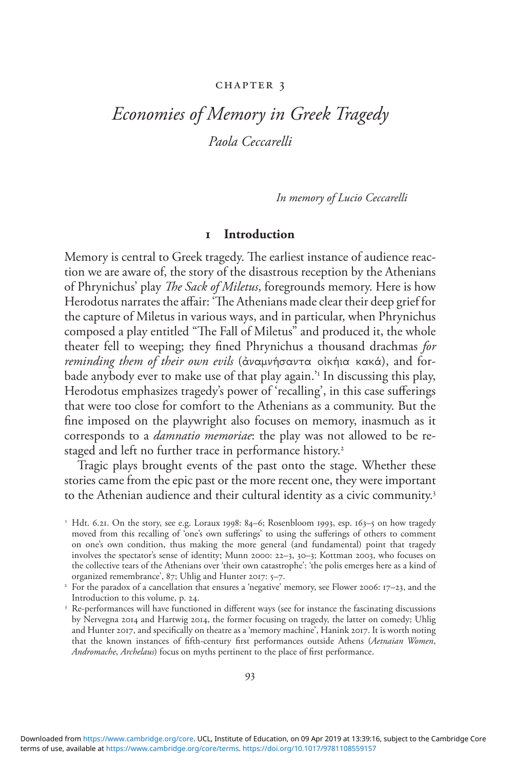CHAPTER 3

# *Economies of Memory in Greek Tragedy*

*Paola Ceccarelli*

*In memory of Lucio Ceccarelli*

## 1 Introduction

Memory is central to Greek tragedy. The earliest instance of audience reaction we are aware of, the story of the disastrous reception by the Athenians of Phrynichus' play *The Sack of Miletus*, foregrounds memory. Here is how Herodotus narrates the affair: 'The Athenians made clear their deep grief for the capture of Miletus in various ways, and in particular, when Phrynichus composed a play entitled "The Fall of Miletus" and produced it, the whole theater fell to weeping; they fined Phrynichus a thousand drachmas *for reminding them of their own evils* (ἀναμνήσαντα οἰκήια κακά), and forbade anybody ever to make use of that play again.'[1] In discussing this play, Herodotus emphasizes tragedy's power of 'recalling', in this case sufferings that were too close for comfort to the Athenians as a community. But the fine imposed on the playwright also focuses on memory, inasmuch as it corresponds to a *damnatio memoriae*: the play was not allowed to be re-staged and left no further trace in performance history.[2]

Tragic plays brought events of the past onto the stage. Whether these stories came from the epic past or the more recent one, they were important to the Athenian audience and their cultural identity as a civic community.[3]

[1] Hdt. 6.21. On the story, see e.g. Loraux 1998: 84–6; Rosenbloom 1993, esp. 163–5 on how tragedy moved from this recalling of 'one's own sufferings' to using the sufferings of others to comment on one's own condition, thus making the more general (and fundamental) point that tragedy involves the spectator's sense of identity; Munn 2000: 22–3, 30–3; Kottman 2003, who focuses on the collective tears of the Athenians over 'their own catastrophe': 'the polis emerges here as a kind of organized remembrance', 87; Uhlig and Hunter 2017: 5–7.

[2] For the paradox of a cancellation that ensures a 'negative' memory, see Flower 2006: 17–23, and the Introduction to this volume, p. 24.

[3] Re-performances will have functioned in different ways (see for instance the fascinating discussions by Nervegna 2014 and Hartwig 2014, the former focusing on tragedy, the latter on comedy; Uhlig and Hunter 2017, and specifically on theatre as a 'memory machine', Hanink 2017. It is worth noting that the known instances of fifth-century first performances outside Athens (*Aetnaian Women*, *Andromache*, *Archelaus*) focus on myths pertinent to the place of first performance.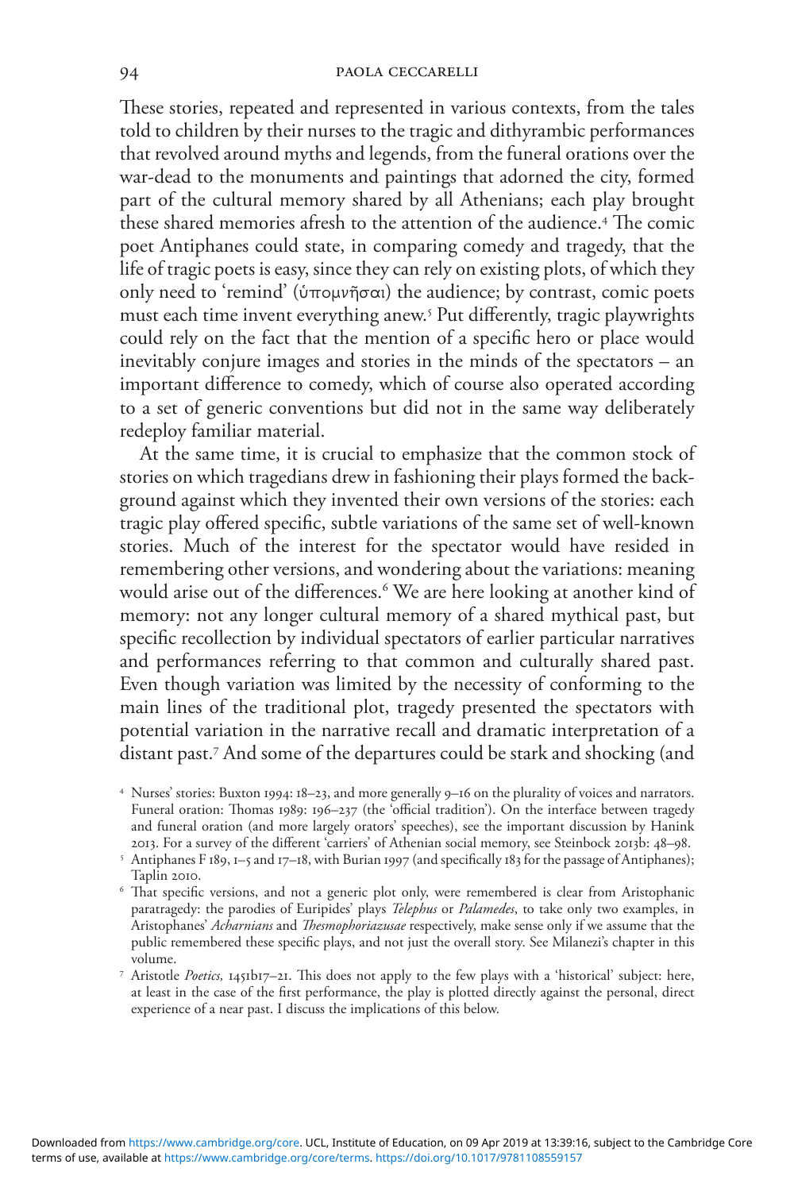These stories, repeated and represented in various contexts, from the tales told to children by their nurses to the tragic and dithyrambic performances that revolved around myths and legends, from the funeral orations over the war-dead to the monuments and paintings that adorned the city, formed part of the cultural memory shared by all Athenians; each play brought these shared memories afresh to the attention of the audience.[4] The comic poet Antiphanes could state, in comparing comedy and tragedy, that the life of tragic poets is easy, since they can rely on existing plots, of which they only need to 'remind' (ὑπομνῆσαι) the audience; by contrast, comic poets must each time invent everything anew.[5] Put differently, tragic playwrights could rely on the fact that the mention of a specific hero or place would inevitably conjure images and stories in the minds of the spectators – an important difference to comedy, which of course also operated according to a set of generic conventions but did not in the same way deliberately redeploy familiar material.

At the same time, it is crucial to emphasize that the common stock of stories on which tragedians drew in fashioning their plays formed the background against which they invented their own versions of the stories: each tragic play offered specific, subtle variations of the same set of well-known stories. Much of the interest for the spectator would have resided in remembering other versions, and wondering about the variations: meaning would arise out of the differences.[6] We are here looking at another kind of memory: not any longer cultural memory of a shared mythical past, but specific recollection by individual spectators of earlier particular narratives and performances referring to that common and culturally shared past. Even though variation was limited by the necessity of conforming to the main lines of the traditional plot, tragedy presented the spectators with potential variation in the narrative recall and dramatic interpretation of a distant past.[7] And some of the departures could be stark and shocking (and

[4] Nurses' stories: Buxton 1994: 18–23, and more generally 9–16 on the plurality of voices and narrators. Funeral oration: Thomas 1989: 196–237 (the 'official tradition'). On the interface between tragedy and funeral oration (and more largely orators' speeches), see the important discussion by Hanink 2013. For a survey of the different 'carriers' of Athenian social memory, see Steinbock 2013b: 48–98.

[5] Antiphanes F 189, 1–5 and 17–18, with Burian 1997 (and specifically 183 for the passage of Antiphanes); Taplin 2010.

[6] That specific versions, and not a generic plot only, were remembered is clear from Aristophanic paratragedy: the parodies of Euripides' plays *Telephus* or *Palamedes*, to take only two examples, in Aristophanes' *Acharnians* and *Thesmophoriazusae* respectively, make sense only if we assume that the public remembered these specific plays, and not just the overall story. See Milanezi's chapter in this volume.

[7] Aristotle *Poetics,* 1451b17–21. This does not apply to the few plays with a 'historical' subject: here, at least in the case of the first performance, the play is plotted directly against the personal, direct experience of a near past. I discuss the implications of this below.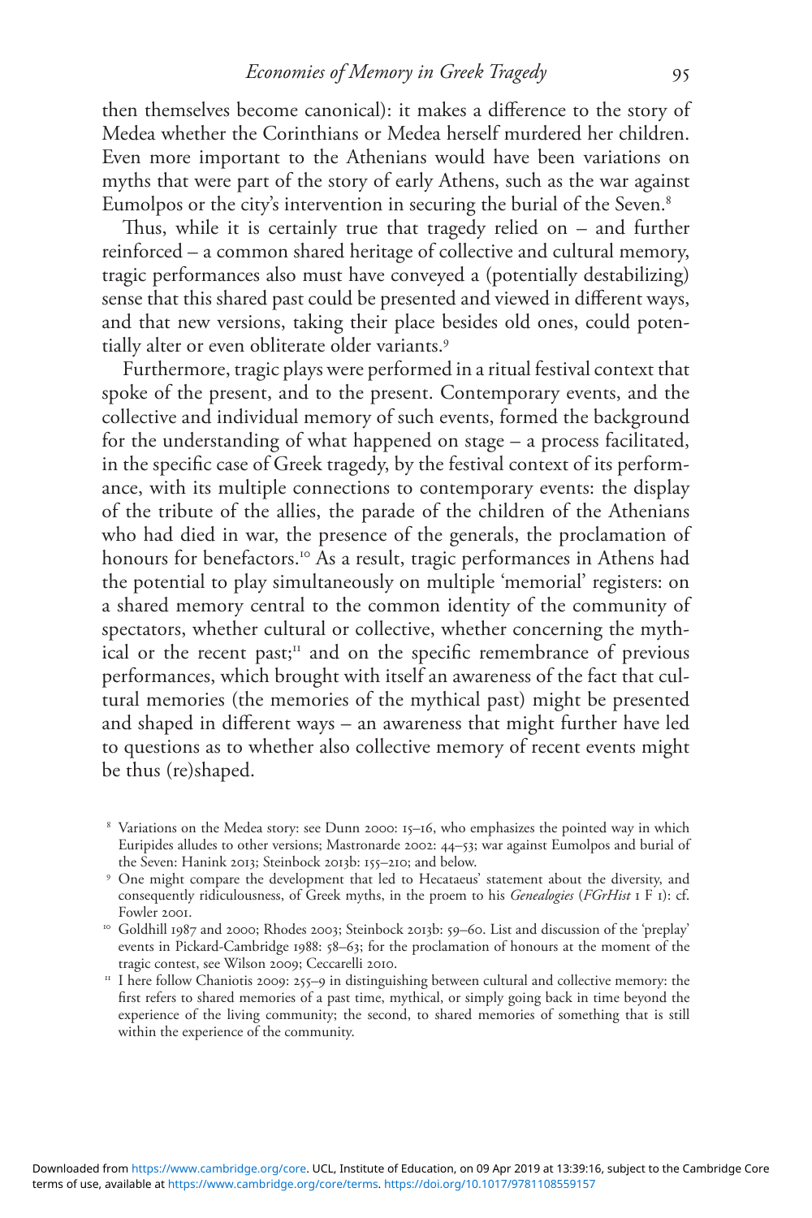then themselves become canonical): it makes a difference to the story of Medea whether the Corinthians or Medea herself murdered her children. Even more important to the Athenians would have been variations on myths that were part of the story of early Athens, such as the war against Eumolpos or the city's intervention in securing the burial of the Seven.[8]

Thus, while it is certainly true that tragedy relied on – and further reinforced – a common shared heritage of collective and cultural memory, tragic performances also must have conveyed a (potentially destabilizing) sense that this shared past could be presented and viewed in different ways, and that new versions, taking their place besides old ones, could potentially alter or even obliterate older variants.[9]

Furthermore, tragic plays were performed in a ritual festival context that spoke of the present, and to the present. Contemporary events, and the collective and individual memory of such events, formed the background for the understanding of what happened on stage – a process facilitated, in the specific case of Greek tragedy, by the festival context of its performance, with its multiple connections to contemporary events: the display of the tribute of the allies, the parade of the children of the Athenians who had died in war, the presence of the generals, the proclamation of honours for benefactors.[10] As a result, tragic performances in Athens had the potential to play simultaneously on multiple 'memorial' registers: on a shared memory central to the common identity of the community of spectators, whether cultural or collective, whether concerning the mythical or the recent past;[11] and on the specific remembrance of previous performances, which brought with itself an awareness of the fact that cultural memories (the memories of the mythical past) might be presented and shaped in different ways – an awareness that might further have led to questions as to whether also collective memory of recent events might be thus (re)shaped.

[8] Variations on the Medea story: see Dunn 2000: 15–16, who emphasizes the pointed way in which Euripides alludes to other versions; Mastronarde 2002: 44–53; war against Eumolpos and burial of the Seven: Hanink 2013; Steinbock 2013b: 155–210; and below.

[9] One might compare the development that led to Hecataeus' statement about the diversity, and consequently ridiculousness, of Greek myths, in the proem to his *Genealogies* (*FGrHist* 1 F 1): cf. Fowler 2001.

[10] Goldhill 1987 and 2000; Rhodes 2003; Steinbock 2013b: 59–60. List and discussion of the 'preplay' events in Pickard-Cambridge 1988: 58–63; for the proclamation of honours at the moment of the tragic contest, see Wilson 2009; Ceccarelli 2010.

[11] I here follow Chaniotis 2009: 255–9 in distinguishing between cultural and collective memory: the first refers to shared memories of a past time, mythical, or simply going back in time beyond the experience of the living community; the second, to shared memories of something that is still within the experience of the community.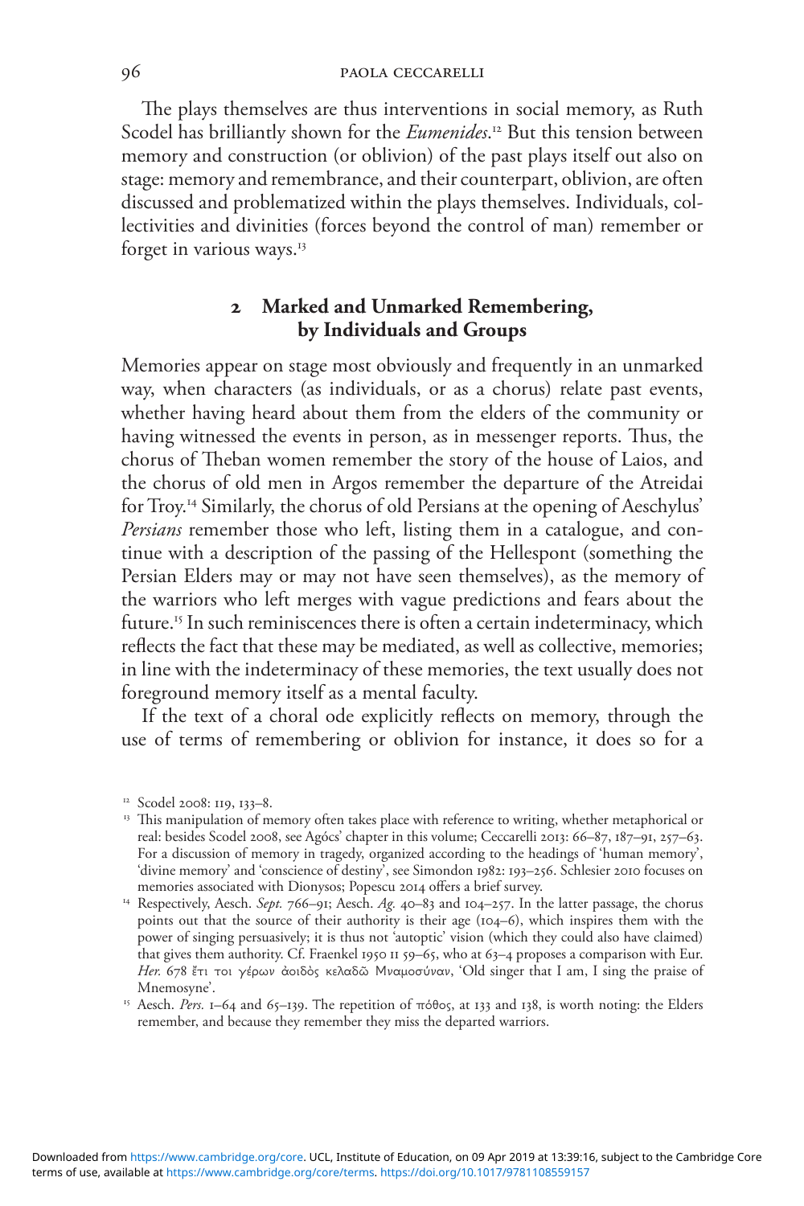The plays themselves are thus interventions in social memory, as Ruth Scodel has brilliantly shown for the *Eumenides*.[12] But this tension between memory and construction (or oblivion) of the past plays itself out also on stage: memory and remembrance, and their counterpart, oblivion, are often discussed and problematized within the plays themselves. Individuals, collectivities and divinities (forces beyond the control of man) remember or forget in various ways.[13]

## 2 Marked and Unmarked Remembering, by Individuals and Groups

Memories appear on stage most obviously and frequently in an unmarked way, when characters (as individuals, or as a chorus) relate past events, whether having heard about them from the elders of the community or having witnessed the events in person, as in messenger reports. Thus, the chorus of Theban women remember the story of the house of Laios, and the chorus of old men in Argos remember the departure of the Atreidai for Troy.[14] Similarly, the chorus of old Persians at the opening of Aeschylus' *Persians* remember those who left, listing them in a catalogue, and continue with a description of the passing of the Hellespont (something the Persian Elders may or may not have seen themselves), as the memory of the warriors who left merges with vague predictions and fears about the future.[15] In such reminiscences there is often a certain indeterminacy, which reflects the fact that these may be mediated, as well as collective, memories; in line with the indeterminacy of these memories, the text usually does not foreground memory itself as a mental faculty.

If the text of a choral ode explicitly reflects on memory, through the use of terms of remembering or oblivion for instance, it does so for a

[12] Scodel 2008: 119, 133–8.

[13] This manipulation of memory often takes place with reference to writing, whether metaphorical or real: besides Scodel 2008, see Agócs' chapter in this volume; Ceccarelli 2013: 66–87, 187–91, 257–63. For a discussion of memory in tragedy, organized according to the headings of 'human memory', 'divine memory' and 'conscience of destiny', see Simondon 1982: 193–256. Schlesier 2010 focuses on memories associated with Dionysos; Popescu 2014 offers a brief survey.

[14] Respectively, Aesch. *Sept.* 766–91; Aesch. *Ag.* 40–83 and 104–257. In the latter passage, the chorus points out that the source of their authority is their age (104–6), which inspires them with the power of singing persuasively; it is thus not 'autoptic' vision (which they could also have claimed) that gives them authority. Cf. Fraenkel 1950 II 59–65, who at 63–4 proposes a comparison with Eur. *Her.* 678 ἔτι τοι γέρων ἀοιδὸς κελαδῶ Μναμοσύναν, 'Old singer that I am, I sing the praise of Mnemosyne'.

[15] Aesch. *Pers.* 1–64 and 65–139. The repetition of πόθος, at 133 and 138, is worth noting: the Elders remember, and because they remember they miss the departed warriors.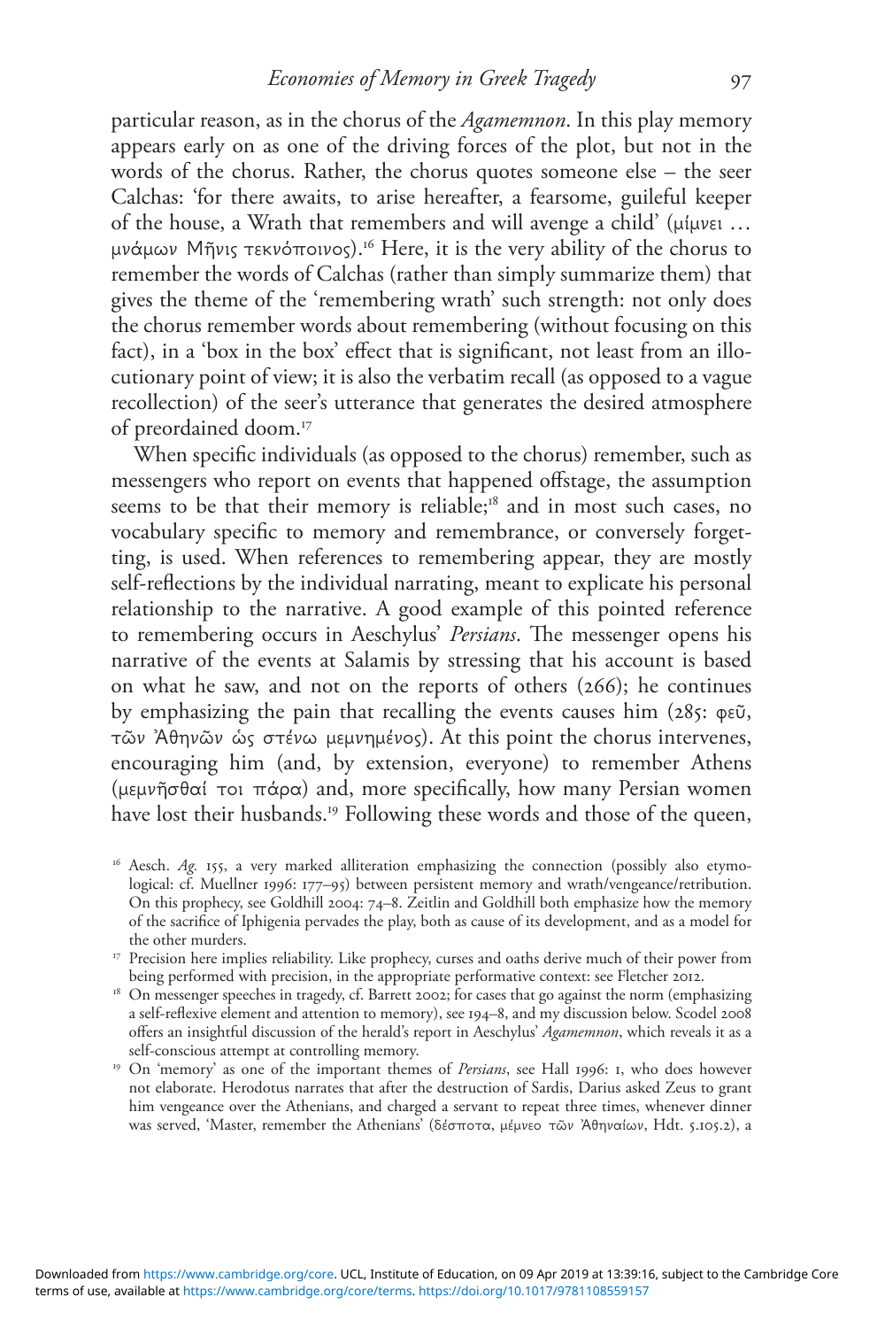particular reason, as in the chorus of the *Agamemnon*. In this play memory appears early on as one of the driving forces of the plot, but not in the words of the chorus. Rather, the chorus quotes someone else – the seer Calchas: 'for there awaits, to arise hereafter, a fearsome, guileful keeper of the house, a Wrath that remembers and will avenge a child' (μίμνει … μνάμων Μῆνις τεκνόποινος).[16] Here, it is the very ability of the chorus to remember the words of Calchas (rather than simply summarize them) that gives the theme of the 'remembering wrath' such strength: not only does the chorus remember words about remembering (without focusing on this fact), in a 'box in the box' effect that is significant, not least from an illocutionary point of view; it is also the verbatim recall (as opposed to a vague recollection) of the seer's utterance that generates the desired atmosphere of preordained doom.[17]

When specific individuals (as opposed to the chorus) remember, such as messengers who report on events that happened offstage, the assumption seems to be that their memory is reliable;[18] and in most such cases, no vocabulary specific to memory and remembrance, or conversely forgetting, is used. When references to remembering appear, they are mostly self-reflections by the individual narrating, meant to explicate his personal relationship to the narrative. A good example of this pointed reference to remembering occurs in Aeschylus' *Persians*. The messenger opens his narrative of the events at Salamis by stressing that his account is based on what he saw, and not on the reports of others (266); he continues by emphasizing the pain that recalling the events causes him (285: φεῦ, τῶν Ἀθηνῶν ὡς στένω μεμνημένος). At this point the chorus intervenes, encouraging him (and, by extension, everyone) to remember Athens (μεμνῆσθαί τοι πάρα) and, more specifically, how many Persian women have lost their husbands.[19] Following these words and those of the queen,

[16] Aesch. *Ag.* 155, a very marked alliteration emphasizing the connection (possibly also etymological: cf. Muellner 1996: 177–95) between persistent memory and wrath/vengeance/retribution. On this prophecy, see Goldhill 2004: 74–8. Zeitlin and Goldhill both emphasize how the memory of the sacrifice of Iphigenia pervades the play, both as cause of its development, and as a model for the other murders.

[17] Precision here implies reliability. Like prophecy, curses and oaths derive much of their power from being performed with precision, in the appropriate performative context: see Fletcher 2012.

[18] On messenger speeches in tragedy, cf. Barrett 2002; for cases that go against the norm (emphasizing a self-reflexive element and attention to memory), see 194–8, and my discussion below. Scodel 2008 offers an insightful discussion of the herald's report in Aeschylus' *Agamemnon*, which reveals it as a self-conscious attempt at controlling memory.

[19] On 'memory' as one of the important themes of *Persians*, see Hall 1996: 1, who does however not elaborate. Herodotus narrates that after the destruction of Sardis, Darius asked Zeus to grant him vengeance over the Athenians, and charged a servant to repeat three times, whenever dinner was served, 'Master, remember the Athenians' (δέσποτα, μέμνεο τῶν Ἀθηναίων, Hdt. 5.105.2), a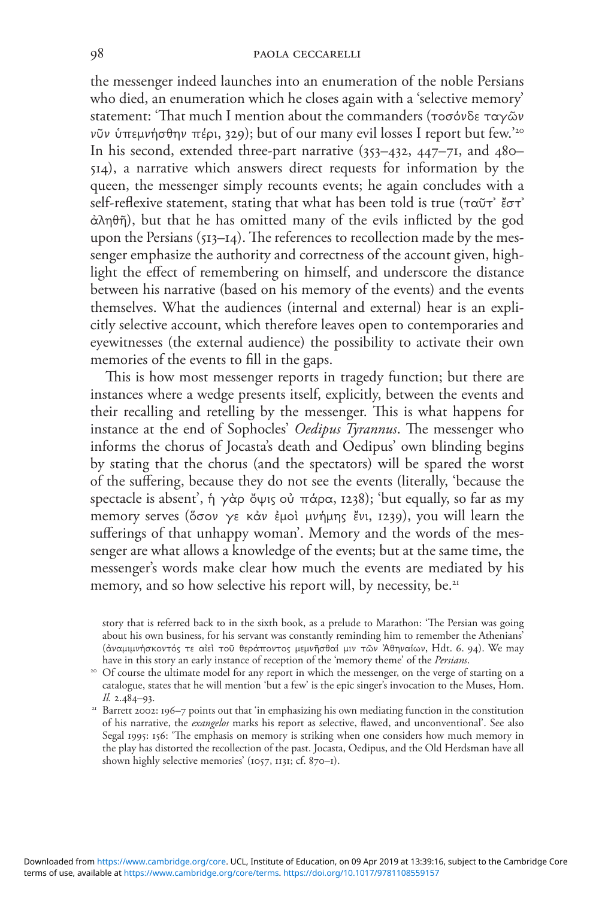the messenger indeed launches into an enumeration of the noble Persians who died, an enumeration which he closes again with a 'selective memory' statement: 'That much I mention about the commanders (τοσόνδε ταγῶν νῦν ὑπεμνήσθην πέρι, 329); but of our many evil losses I report but few.'[20] In his second, extended three-part narrative (353–432, 447–71, and 480–514), a narrative which answers direct requests for information by the queen, the messenger simply recounts events; he again concludes with a self-reflexive statement, stating that what has been told is true (ταῦτ᾽ ἔστ᾽ ἀληθῆ), but that he has omitted many of the evils inflicted by the god upon the Persians (513–14). The references to recollection made by the messenger emphasize the authority and correctness of the account given, highlight the effect of remembering on himself, and underscore the distance between his narrative (based on his memory of the events) and the events themselves. What the audiences (internal and external) hear is an explicitly selective account, which therefore leaves open to contemporaries and eyewitnesses (the external audience) the possibility to activate their own memories of the events to fill in the gaps.

This is how most messenger reports in tragedy function; but there are instances where a wedge presents itself, explicitly, between the events and their recalling and retelling by the messenger. This is what happens for instance at the end of Sophocles' *Oedipus Tyrannus*. The messenger who informs the chorus of Jocasta's death and Oedipus' own blinding begins by stating that the chorus (and the spectators) will be spared the worst of the suffering, because they do not see the events (literally, 'because the spectacle is absent', ἡ γὰρ ὄψις οὐ πάρα, 1238); 'but equally, so far as my memory serves (ὅσον γε κἀν ἐμοὶ μνήμης ἔνι, 1239), you will learn the sufferings of that unhappy woman'. Memory and the words of the messenger are what allows a knowledge of the events; but at the same time, the messenger's words make clear how much the events are mediated by his memory, and so how selective his report will, by necessity, be.[21]

story that is referred back to in the sixth book, as a prelude to Marathon: 'The Persian was going about his own business, for his servant was constantly reminding him to remember the Athenians' (ἀναμιμνήσκοντός τε αἰεὶ τοῦ θεράποντος μεμνῆσθαί μιν τῶν Ἀθηναίων, Hdt. 6. 94). We may have in this story an early instance of reception of the 'memory theme' of the *Persians*.

[20] Of course the ultimate model for any report in which the messenger, on the verge of starting on a catalogue, states that he will mention 'but a few' is the epic singer's invocation to the Muses, Hom. *Il.* 2.484–93.

[21] Barrett 2002: 196–7 points out that 'in emphasizing his own mediating function in the constitution of his narrative, the *exangelos* marks his report as selective, flawed, and unconventional'. See also Segal 1995: 156: 'The emphasis on memory is striking when one considers how much memory in the play has distorted the recollection of the past. Jocasta, Oedipus, and the Old Herdsman have all shown highly selective memories' (1057, 1131; cf. 870–1).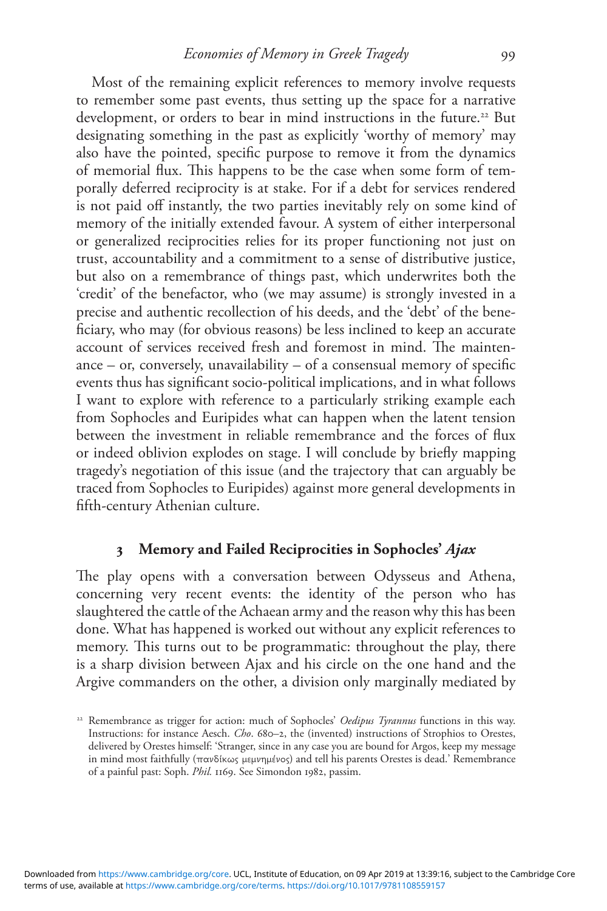Most of the remaining explicit references to memory involve requests to remember some past events, thus setting up the space for a narrative development, or orders to bear in mind instructions in the future.[22] But designating something in the past as explicitly 'worthy of memory' may also have the pointed, specific purpose to remove it from the dynamics of memorial flux. This happens to be the case when some form of temporally deferred reciprocity is at stake. For if a debt for services rendered is not paid off instantly, the two parties inevitably rely on some kind of memory of the initially extended favour. A system of either interpersonal or generalized reciprocities relies for its proper functioning not just on trust, accountability and a commitment to a sense of distributive justice, but also on a remembrance of things past, which underwrites both the 'credit' of the benefactor, who (we may assume) is strongly invested in a precise and authentic recollection of his deeds, and the 'debt' of the beneficiary, who may (for obvious reasons) be less inclined to keep an accurate account of services received fresh and foremost in mind. The maintenance – or, conversely, unavailability – of a consensual memory of specific events thus has significant socio-political implications, and in what follows I want to explore with reference to a particularly striking example each from Sophocles and Euripides what can happen when the latent tension between the investment in reliable remembrance and the forces of flux or indeed oblivion explodes on stage. I will conclude by briefly mapping tragedy's negotiation of this issue (and the trajectory that can arguably be traced from Sophocles to Euripides) against more general developments in fifth-century Athenian culture.

## 3 Memory and Failed Reciprocities in Sophocles' *Ajax*

The play opens with a conversation between Odysseus and Athena, concerning very recent events: the identity of the person who has slaughtered the cattle of the Achaean army and the reason why this has been done. What has happened is worked out without any explicit references to memory. This turns out to be programmatic: throughout the play, there is a sharp division between Ajax and his circle on the one hand and the Argive commanders on the other, a division only marginally mediated by

[22] Remembrance as trigger for action: much of Sophocles' *Oedipus Tyrannus* functions in this way. Instructions: for instance Aesch. *Cho*. 680–2, the (invented) instructions of Strophios to Orestes, delivered by Orestes himself: 'Stranger, since in any case you are bound for Argos, keep my message in mind most faithfully (πανδίκως μεμνημένος) and tell his parents Orestes is dead.' Remembrance of a painful past: Soph. *Phil.* 1169. See Simondon 1982, passim.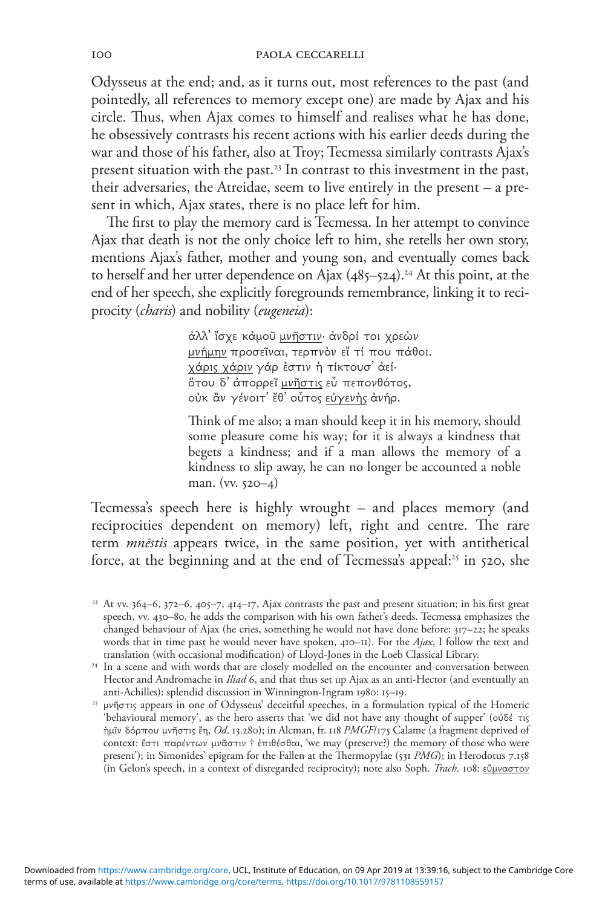Odysseus at the end; and, as it turns out, most references to the past (and pointedly, all references to memory except one) are made by Ajax and his circle. Thus, when Ajax comes to himself and realises what he has done, he obsessively contrasts his recent actions with his earlier deeds during the war and those of his father, also at Troy; Tecmessa similarly contrasts Ajax's present situation with the past.[23] In contrast to this investment in the past, their adversaries, the Atreidae, seem to live entirely in the present – a present in which, Ajax states, there is no place left for him.

The first to play the memory card is Tecmessa. In her attempt to convince Ajax that death is not the only choice left to him, she retells her own story, mentions Ajax's father, mother and young son, and eventually comes back to herself and her utter dependence on Ajax (485–524).[24] At this point, at the end of her speech, she explicitly foregrounds remembrance, linking it to reciprocity (*charis*) and nobility (*eugeneia*):

> ἀλλ' ἴσχε κἀμοῦ <u>μνῆστιν</u>· ἀνδρί τοι χρεὼν
> <u>μνήμην</u> προσεῖναι, τερπνὸν εἴ τί που πάθοι.
> <u>χάρις χάριν</u> γάρ ἐστιν ἡ τίκτουσ' ἀεί·
> ὅτου δ' ἀπορρεῖ <u>μνῆστις</u> εὖ πεπονθότος,
> οὐκ ἂν γένοιτ' ἔθ' οὗτος <u>εὐγενὴς</u> ἀνήρ.
>
> Think of me also; a man should keep it in his memory, should some pleasure come his way; for it is always a kindness that begets a kindness; and if a man allows the memory of a kindness to slip away, he can no longer be accounted a noble man. (vv. 520–4)

Tecmessa's speech here is highly wrought – and places memory (and reciprocities dependent on memory) left, right and centre. The rare term *mnēstis* appears twice, in the same position, yet with antithetical force, at the beginning and at the end of Tecmessa's appeal:[25] in 520, she

---

[23] At vv. 364–6, 372–6, 405–7, 414–17, Ajax contrasts the past and present situation; in his first great speech, vv. 430–80, he adds the comparison with his own father's deeds. Tecmessa emphasizes the changed behaviour of Ajax (he cries, something he would not have done before: 317–22; he speaks words that in time past he would never have spoken, 410–11). For the *Ajax*, I follow the text and translation (with occasional modification) of Lloyd-Jones in the Loeb Classical Library.

[24] In a scene and with words that are closely modelled on the encounter and conversation between Hector and Andromache in *Iliad* 6, and that thus set up Ajax as an anti-Hector (and eventually an anti-Achilles): splendid discussion in Winnington-Ingram 1980: 15–19.

[25] μνῆστις appears in one of Odysseus' deceitful speeches, in a formulation typical of the Homeric 'behavioural memory', as the hero asserts that 'we did not have any thought of supper' (οὐδέ τις ἡμῖν δόρπου μνῆστις ἔη, *Od*. 13.280); in Alcman, fr. 118 *PMGF*/175 Calame (a fragment deprived of context: ἔστι παρέντων μνᾶστιν † ἐπιθέσθαι, 'we may (preserve?) the memory of those who were present'); in Simonides' epigram for the Fallen at the Thermopylae (531 *PMG*); in Herodotus 7.158 (in Gelon's speech, in a context of disregarded reciprocity); note also Soph. *Trach.* 108: <u>εὔμναστον</u>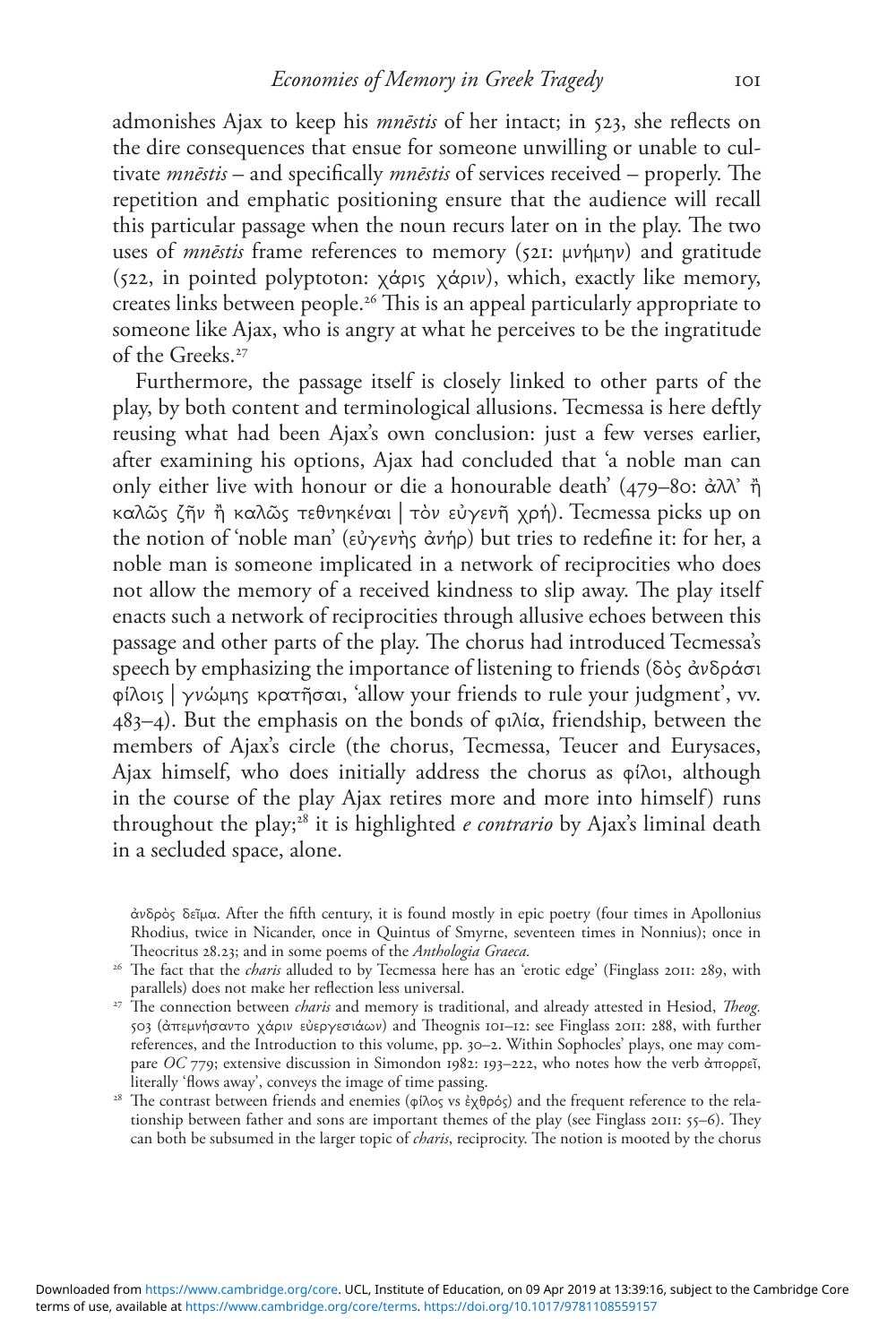admonishes Ajax to keep his *mnēstis* of her intact; in 523, she reflects on the dire consequences that ensue for someone unwilling or unable to cultivate *mnēstis* – and specifically *mnēstis* of services received – properly. The repetition and emphatic positioning ensure that the audience will recall this particular passage when the noun recurs later on in the play. The two uses of *mnēstis* frame references to memory (521: μνήμην) and gratitude (522, in pointed polyptoton: χάρις χάριν), which, exactly like memory, creates links between people.[26] This is an appeal particularly appropriate to someone like Ajax, who is angry at what he perceives to be the ingratitude of the Greeks.[27]

Furthermore, the passage itself is closely linked to other parts of the play, by both content and terminological allusions. Tecmessa is here deftly reusing what had been Ajax's own conclusion: just a few verses earlier, after examining his options, Ajax had concluded that 'a noble man can only either live with honour or die a honourable death' (479–80: ἀλλ' ἢ καλῶς ζῆν ἢ καλῶς τεθνηκέναι | τὸν εὐγενῆ χρή). Tecmessa picks up on the notion of 'noble man' (εὐγενὴς ἀνήρ) but tries to redefine it: for her, a noble man is someone implicated in a network of reciprocities who does not allow the memory of a received kindness to slip away. The play itself enacts such a network of reciprocities through allusive echoes between this passage and other parts of the play. The chorus had introduced Tecmessa's speech by emphasizing the importance of listening to friends (δὸς ἀνδράσι φίλοις | γνώμης κρατῆσαι, 'allow your friends to rule your judgment', vv. 483–4). But the emphasis on the bonds of φιλία, friendship, between the members of Ajax's circle (the chorus, Tecmessa, Teucer and Eurysaces, Ajax himself, who does initially address the chorus as φίλοι, although in the course of the play Ajax retires more and more into himself) runs throughout the play;[28] it is highlighted *e contrario* by Ajax's liminal death in a secluded space, alone.

ἀνδρὸς δεῖμα. After the fifth century, it is found mostly in epic poetry (four times in Apollonius Rhodius, twice in Nicander, once in Quintus of Smyrne, seventeen times in Nonnius); once in Theocritus 28.23; and in some poems of the *Anthologia Graeca.*

[26] The fact that the *charis* alluded to by Tecmessa here has an 'erotic edge' (Finglass 2011: 289, with parallels) does not make her reflection less universal.

[27] The connection between *charis* and memory is traditional, and already attested in Hesiod, *Theog.* 503 (ἀπεμνήσαντο χάριν εὐεργεσιάων) and Theognis 101–12: see Finglass 2011: 288, with further references, and the Introduction to this volume, pp. 30–2. Within Sophocles' plays, one may compare *OC* 779; extensive discussion in Simondon 1982: 193–222, who notes how the verb ἀπορρεῖ, literally 'flows away', conveys the image of time passing.

[28] The contrast between friends and enemies (φίλος vs ἐχθρός) and the frequent reference to the relationship between father and sons are important themes of the play (see Finglass 2011: 55–6). They can both be subsumed in the larger topic of *charis*, reciprocity. The notion is mooted by the chorus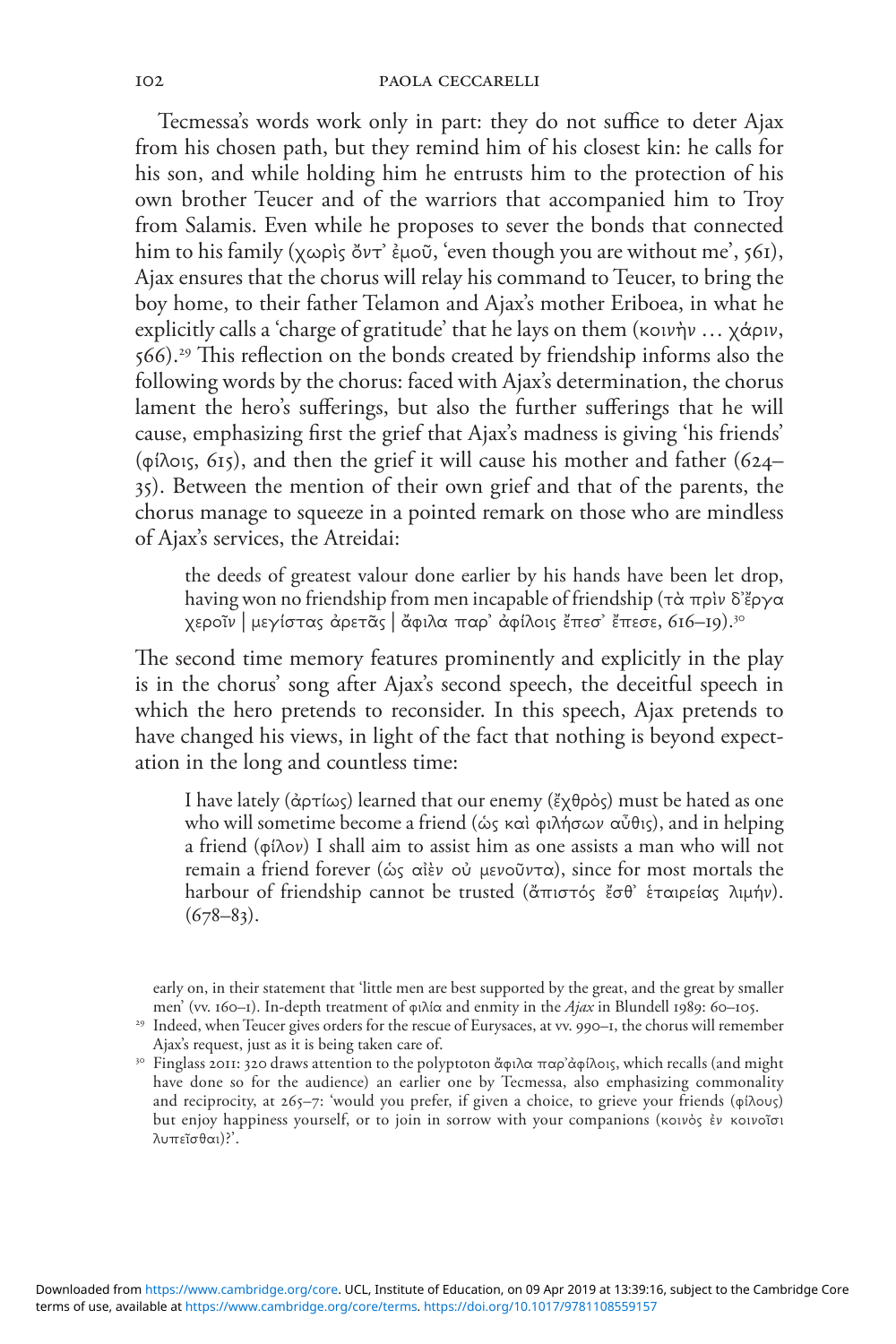Tecmessa's words work only in part: they do not suffice to deter Ajax from his chosen path, but they remind him of his closest kin: he calls for his son, and while holding him he entrusts him to the protection of his own brother Teucer and of the warriors that accompanied him to Troy from Salamis. Even while he proposes to sever the bonds that connected him to his family (χωρὶς ὄντ᾽ ἐμοῦ, 'even though you are without me', 561), Ajax ensures that the chorus will relay his command to Teucer, to bring the boy home, to their father Telamon and Ajax's mother Eriboea, in what he explicitly calls a 'charge of gratitude' that he lays on them (κοινὴν … χάριν, 566).[29] This reflection on the bonds created by friendship informs also the following words by the chorus: faced with Ajax's determination, the chorus lament the hero's sufferings, but also the further sufferings that he will cause, emphasizing first the grief that Ajax's madness is giving 'his friends' (φίλοις, 615), and then the grief it will cause his mother and father (624–35). Between the mention of their own grief and that of the parents, the chorus manage to squeeze in a pointed remark on those who are mindless of Ajax's services, the Atreidai:

> the deeds of greatest valour done earlier by his hands have been let drop, having won no friendship from men incapable of friendship (τὰ πρὶν δ᾽ἔργα χεροῖν | μεγίστας ἀρετᾶς | ἄφιλα παρ᾽ ἀφίλοις ἔπεσ᾽ ἔπεσε, 616–19).[30]

The second time memory features prominently and explicitly in the play is in the chorus' song after Ajax's second speech, the deceitful speech in which the hero pretends to reconsider. In this speech, Ajax pretends to have changed his views, in light of the fact that nothing is beyond expectation in the long and countless time:

> I have lately (ἀρτίως) learned that our enemy (ἔχθρὸς) must be hated as one who will sometime become a friend (ὡς καὶ φιλήσων αὖθις), and in helping a friend (φίλον) I shall aim to assist him as one assists a man who will not remain a friend forever (ὡς αἰὲν οὐ μενοῦντα), since for most mortals the harbour of friendship cannot be trusted (ἄπιστός ἔσθ᾽ ἑταιρείας λιμήν). (678–83).

early on, in their statement that 'little men are best supported by the great, and the great by smaller men' (vv. 160–1). In-depth treatment of φιλία and enmity in the *Ajax* in Blundell 1989: 60–105.

[29] Indeed, when Teucer gives orders for the rescue of Eurysaces, at vv. 990–1, the chorus will remember Ajax's request, just as it is being taken care of.

[30] Finglass 2011: 320 draws attention to the polyptoton ἄφιλα παρ᾽ἀφίλοις, which recalls (and might have done so for the audience) an earlier one by Tecmessa, also emphasizing commonality and reciprocity, at 265–7: 'would you prefer, if given a choice, to grieve your friends (φίλους) but enjoy happiness yourself, or to join in sorrow with your companions (κοινὸς ἐν κοινοῖσι λυπεῖσθαι)?'.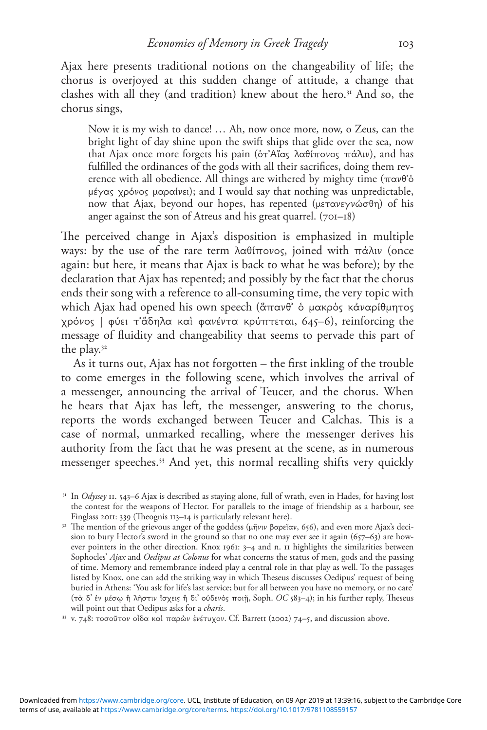Ajax here presents traditional notions on the changeability of life; the chorus is overjoyed at this sudden change of attitude, a change that clashes with all they (and tradition) knew about the hero.[31] And so, the chorus sings,

> Now it is my wish to dance! … Ah, now once more, now, o Zeus, can the bright light of day shine upon the swift ships that glide over the sea, now that Ajax once more forgets his pain (ὅτ'Αἴας λαθίπονος πάλιν), and has fulfilled the ordinances of the gods with all their sacrifices, doing them reverence with all obedience. All things are withered by mighty time (πανθ'ὁ μέγας χρόνος μαραίνει); and I would say that nothing was unpredictable, now that Ajax, beyond our hopes, has repented (μετανεγνώσθη) of his anger against the son of Atreus and his great quarrel. (701–18)

The perceived change in Ajax's disposition is emphasized in multiple ways: by the use of the rare term λαθίπονος, joined with πάλιν (once again: but here, it means that Ajax is back to what he was before); by the declaration that Ajax has repented; and possibly by the fact that the chorus ends their song with a reference to all-consuming time, the very topic with which Ajax had opened his own speech (ἅπανθ' ὁ μακρὸς κἀναρίθμητος χρόνος | φύει τ'ἄδηλα καὶ φανέντα κρύπτεται, 645–6), reinforcing the message of fluidity and changeability that seems to pervade this part of the play.[32]

As it turns out, Ajax has not forgotten – the first inkling of the trouble to come emerges in the following scene, which involves the arrival of a messenger, announcing the arrival of Teucer, and the chorus. When he hears that Ajax has left, the messenger, answering to the chorus, reports the words exchanged between Teucer and Calchas. This is a case of normal, unmarked recalling, where the messenger derives his authority from the fact that he was present at the scene, as in numerous messenger speeches.[33] And yet, this normal recalling shifts very quickly

---

[31] In *Odyssey* 11. 543–6 Ajax is described as staying alone, full of wrath, even in Hades, for having lost the contest for the weapons of Hector. For parallels to the image of friendship as a harbour, see Finglass 2011: 339 (Theognis 113–14 is particularly relevant here).

[32] The mention of the grievous anger of the goddess (μῆνιν βαρεῖαν, 656), and even more Ajax's decision to bury Hector's sword in the ground so that no one may ever see it again (657–63) are however pointers in the other direction. Knox 1961: 3–4 and n. 11 highlights the similarities between Sophocles' *Ajax* and *Oedipus at Colonus* for what concerns the status of men, gods and the passing of time. Memory and remembrance indeed play a central role in that play as well. To the passages listed by Knox, one can add the striking way in which Theseus discusses Oedipus' request of being buried in Athens: 'You ask for life's last service; but for all between you have no memory, or no care' (τὰ δ' ἐν μέσῳ ἢ λῆστιν ἴσχεις ἢ δι' οὐδενὸς ποιῇ, Soph. *OC* 583–4); in his further reply, Theseus will point out that Oedipus asks for a *charis*.

[33] v. 748: τοσοῦτον οἶδα καὶ παρὼν ἐνέτυχον. Cf. Barrett (2002) 74–5, and discussion above.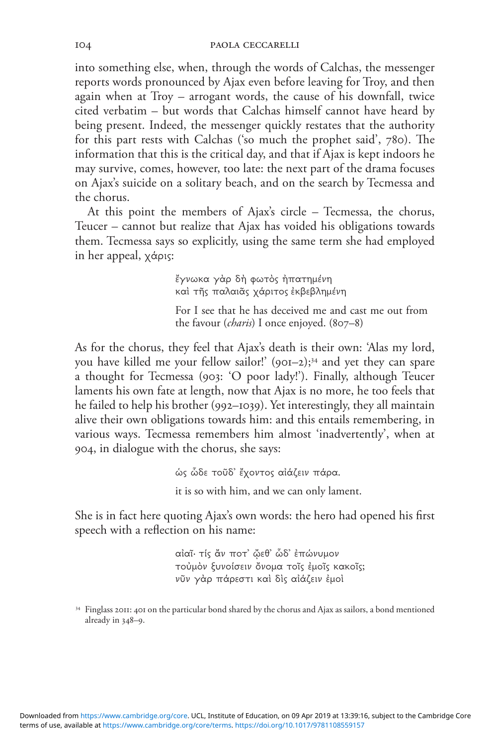into something else, when, through the words of Calchas, the messenger reports words pronounced by Ajax even before leaving for Troy, and then again when at Troy – arrogant words, the cause of his downfall, twice cited verbatim – but words that Calchas himself cannot have heard by being present. Indeed, the messenger quickly restates that the authority for this part rests with Calchas ('so much the prophet said', 780). The information that this is the critical day, and that if Ajax is kept indoors he may survive, comes, however, too late: the next part of the drama focuses on Ajax's suicide on a solitary beach, and on the search by Tecmessa and the chorus.

At this point the members of Ajax's circle – Tecmessa, the chorus, Teucer – cannot but realize that Ajax has voided his obligations towards them. Tecmessa says so explicitly, using the same term she had employed in her appeal, χάρις:

> ἔγνωκα γὰρ δὴ φωτὸς ἠπατημένη
> καὶ τῆς παλαιᾶς χάριτος ἐκβεβλημένη
>
> For I see that he has deceived me and cast me out from the favour (*charis*) I once enjoyed. (807–8)

As for the chorus, they feel that Ajax's death is their own: 'Alas my lord, you have killed me your fellow sailor!' (901–2);[34] and yet they can spare a thought for Tecmessa (903: 'O poor lady!'). Finally, although Teucer laments his own fate at length, now that Ajax is no more, he too feels that he failed to help his brother (992–1039). Yet interestingly, they all maintain alive their own obligations towards him: and this entails remembering, in various ways. Tecmessa remembers him almost 'inadvertently', when at 904, in dialogue with the chorus, she says:

> ὡς ὧδε τοῦδ' ἔχοντος αἰάζειν πάρα.
>
> it is so with him, and we can only lament.

She is in fact here quoting Ajax's own words: the hero had opened his first speech with a reflection on his name:

> αἰαῖ· τίς ἄν ποτ' ᾤεθ' ὧδ' ἐπώνυμον
> τοὐμὸν ξυνοίσειν ὄνομα τοῖς ἐμοῖς κακοῖς;
> νῦν γὰρ πάρεστι καὶ δὶς αἰάζειν ἐμοὶ

[34] Finglass 2011: 401 on the particular bond shared by the chorus and Ajax as sailors, a bond mentioned already in 348–9.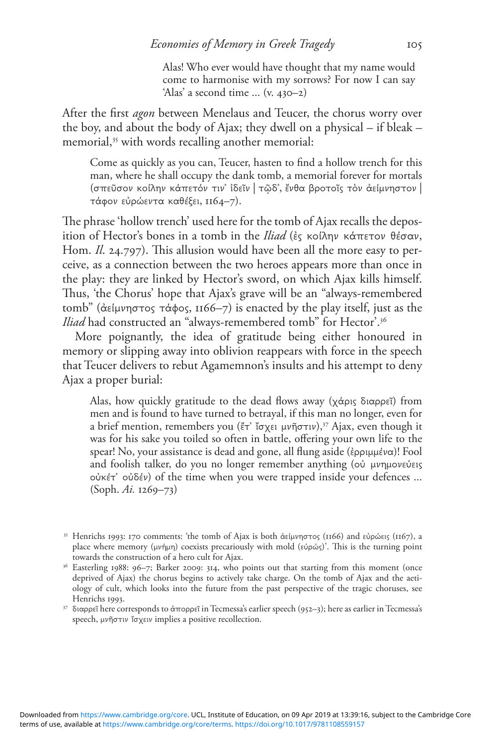> Alas! Who ever would have thought that my name would come to harmonise with my sorrows? For now I can say 'Alas' a second time ... (v. 430–2)

After the first *agon* between Menelaus and Teucer, the chorus worry over the boy, and about the body of Ajax; they dwell on a physical – if bleak – memorial,[35] with words recalling another memorial:

> Come as quickly as you can, Teucer, hasten to find a hollow trench for this man, where he shall occupy the dank tomb, a memorial forever for mortals (σπεῦσον κοίλην κάπετόν τιν᾽ ἰδεῖν | τῷδ᾽, ἔνθα βροτοῖς τὸν ἀείμνηστον | τάφον εὐρώεντα καθέξει, 1164–7).

The phrase 'hollow trench' used here for the tomb of Ajax recalls the deposition of Hector's bones in a tomb in the *Iliad* (ἐς κοίλην κάπετον θέσαν, Hom. *Il.* 24.797). This allusion would have been all the more easy to perceive, as a connection between the two heroes appears more than once in the play: they are linked by Hector's sword, on which Ajax kills himself. Thus, 'the Chorus' hope that Ajax's grave will be an "always-remembered tomb" (ἀείμνηστος τάφος, 1166–7) is enacted by the play itself, just as the *Iliad* had constructed an "always-remembered tomb" for Hector'.[36]

More poignantly, the idea of gratitude being either honoured in memory or slipping away into oblivion reappears with force in the speech that Teucer delivers to rebut Agamemnon's insults and his attempt to deny Ajax a proper burial:

> Alas, how quickly gratitude to the dead flows away (χάρις διαρρεῖ) from men and is found to have turned to betrayal, if this man no longer, even for a brief mention, remembers you (ἔτ᾽ ἴσχει μνῆστιν),[37] Ajax, even though it was for his sake you toiled so often in battle, offering your own life to the spear! No, your assistance is dead and gone, all flung aside (ἐρριμμένα)! Fool and foolish talker, do you no longer remember anything (οὐ μνημονεύεις οὐκέτ᾽ οὐδέν) of the time when you were trapped inside your defences ... (Soph. *Ai.* 1269–73)

---

[35] Henrichs 1993: 170 comments: 'the tomb of Ajax is both ἀείμνηστος (1166) and εὐρώεις (1167), a place where memory (μνήμη) coexists precariously with mold (εὐρώς)'. This is the turning point towards the construction of a hero cult for Ajax.

[36] Easterling 1988: 96–7; Barker 2009: 314, who points out that starting from this moment (once deprived of Ajax) the chorus begins to actively take charge. On the tomb of Ajax and the aetiology of cult, which looks into the future from the past perspective of the tragic choruses, see Henrichs 1993.

[37] διαρρεῖ here corresponds to ἀπορρεῖ in Tecmessa's earlier speech (952–3); here as earlier in Tecmessa's speech, μνῆστιν ἴσχειν implies a positive recollection.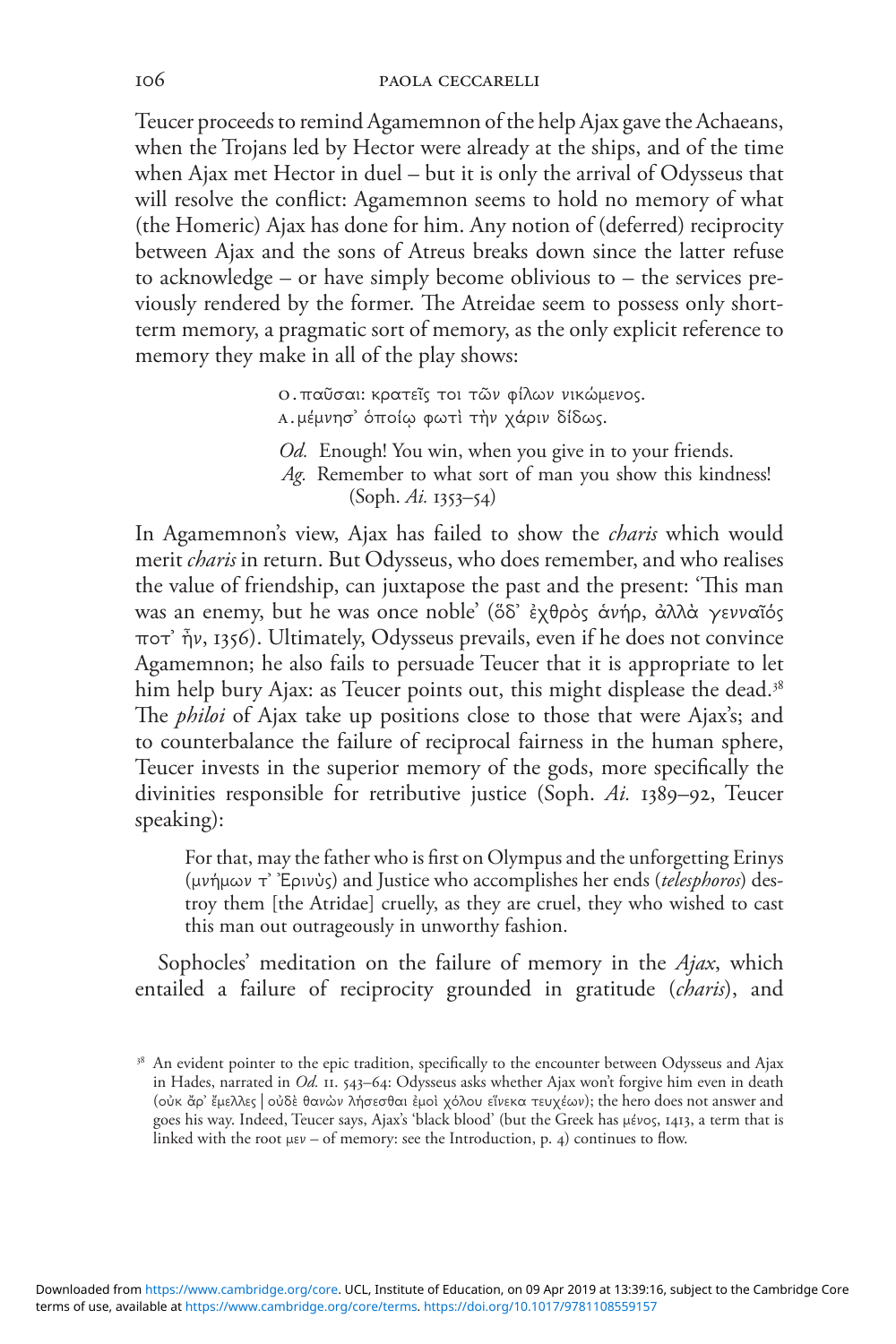Teucer proceeds to remind Agamemnon of the help Ajax gave the Achaeans, when the Trojans led by Hector were already at the ships, and of the time when Ajax met Hector in duel – but it is only the arrival of Odysseus that will resolve the conflict: Agamemnon seems to hold no memory of what (the Homeric) Ajax has done for him. Any notion of (deferred) reciprocity between Ajax and the sons of Atreus breaks down since the latter refuse to acknowledge – or have simply become oblivious to – the services previously rendered by the former. The Atreidae seem to possess only short-term memory, a pragmatic sort of memory, as the only explicit reference to memory they make in all of the play shows:

> Ο. παῦσαι: κρατεῖς τοι τῶν φίλων νικώμενος.
> Α. μέμνησ᾽ ὁποίῳ φωτὶ τὴν χάριν δίδως.
>
> *Od.* Enough! You win, when you give in to your friends.
> *Ag.* Remember to what sort of man you show this kindness!
> (Soph. *Ai.* 1353–54)

In Agamemnon's view, Ajax has failed to show the *charis* which would merit *charis* in return. But Odysseus, who does remember, and who realises the value of friendship, can juxtapose the past and the present: 'This man was an enemy, but he was once noble' (ὅδ᾽ ἐχθρὸς ἁνήρ, ἀλλὰ γενναῖός ποτ᾽ ἦν, 1356). Ultimately, Odysseus prevails, even if he does not convince Agamemnon; he also fails to persuade Teucer that it is appropriate to let him help bury Ajax: as Teucer points out, this might displease the dead.[38] The *philoi* of Ajax take up positions close to those that were Ajax's; and to counterbalance the failure of reciprocal fairness in the human sphere, Teucer invests in the superior memory of the gods, more specifically the divinities responsible for retributive justice (Soph. *Ai.* 1389–92, Teucer speaking):

> For that, may the father who is first on Olympus and the unforgetting Erinys (μνήμων τ᾽ Ἐρινὺς) and Justice who accomplishes her ends (*telesphoros*) destroy them [the Atridae] cruelly, as they are cruel, they who wished to cast this man out outrageously in unworthy fashion.

Sophocles' meditation on the failure of memory in the *Ajax*, which entailed a failure of reciprocity grounded in gratitude (*charis*), and

[38] An evident pointer to the epic tradition, specifically to the encounter between Odysseus and Ajax in Hades, narrated in *Od.* 11. 543–64: Odysseus asks whether Ajax won't forgive him even in death (οὐκ ἄρ᾽ ἔμελλες | οὐδὲ θανὼν λήσεσθαι ἐμοὶ χόλου εἵνεκα τευχέων); the hero does not answer and goes his way. Indeed, Teucer says, Ajax's 'black blood' (but the Greek has μένος, 1413, a term that is linked with the root μεν – of memory: see the Introduction, p. 4) continues to flow.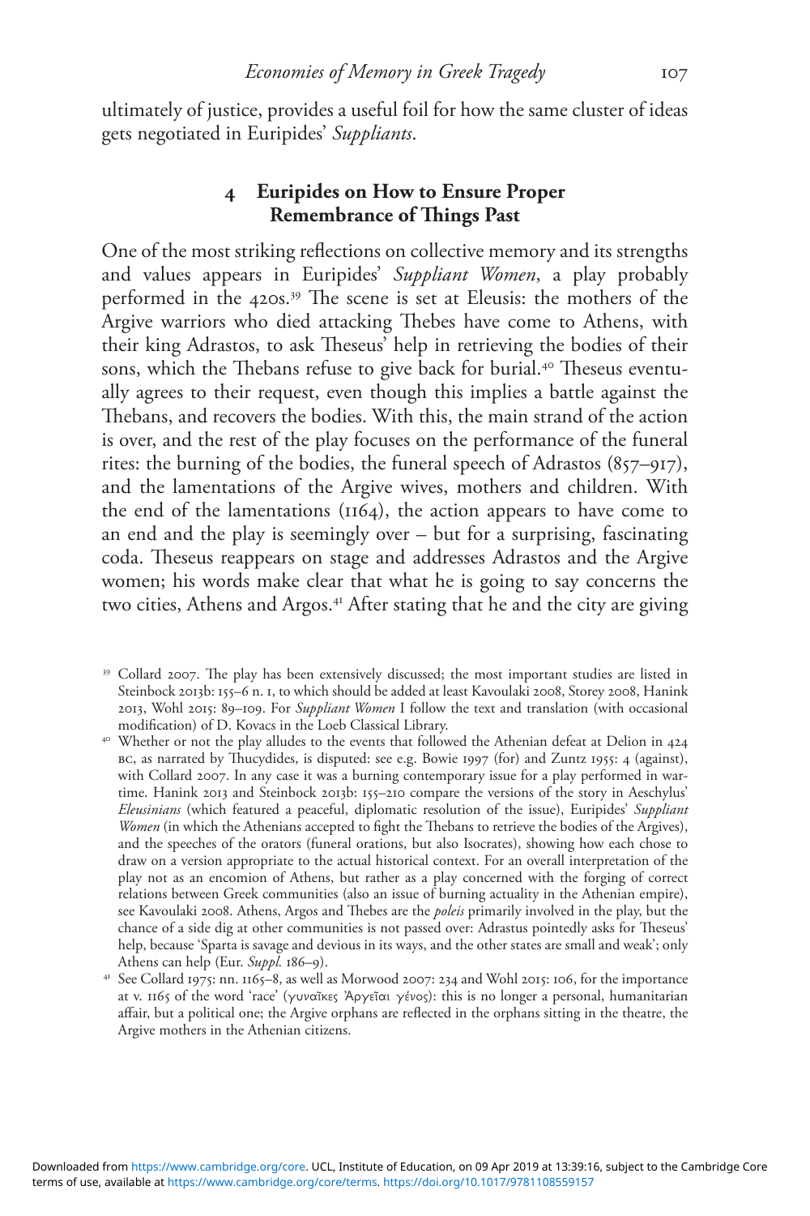ultimately of justice, provides a useful foil for how the same cluster of ideas gets negotiated in Euripides' *Suppliants*.

## 4 Euripides on How to Ensure Proper Remembrance of Things Past

One of the most striking reflections on collective memory and its strengths and values appears in Euripides' *Suppliant Women*, a play probably performed in the 420s.[39] The scene is set at Eleusis: the mothers of the Argive warriors who died attacking Thebes have come to Athens, with their king Adrastos, to ask Theseus' help in retrieving the bodies of their sons, which the Thebans refuse to give back for burial.[40] Theseus eventually agrees to their request, even though this implies a battle against the Thebans, and recovers the bodies. With this, the main strand of the action is over, and the rest of the play focuses on the performance of the funeral rites: the burning of the bodies, the funeral speech of Adrastos (857–917), and the lamentations of the Argive wives, mothers and children. With the end of the lamentations (1164), the action appears to have come to an end and the play is seemingly over – but for a surprising, fascinating coda. Theseus reappears on stage and addresses Adrastos and the Argive women; his words make clear that what he is going to say concerns the two cities, Athens and Argos.[41] After stating that he and the city are giving

[39] Collard 2007. The play has been extensively discussed; the most important studies are listed in Steinbock 2013b: 155–6 n. 1, to which should be added at least Kavoulaki 2008, Storey 2008, Hanink 2013, Wohl 2015: 89–109. For *Suppliant Women* I follow the text and translation (with occasional modification) of D. Kovacs in the Loeb Classical Library.

[40] Whether or not the play alludes to the events that followed the Athenian defeat at Delion in 424 BC, as narrated by Thucydides, is disputed: see e.g. Bowie 1997 (for) and Zuntz 1955: 4 (against), with Collard 2007. In any case it was a burning contemporary issue for a play performed in wartime. Hanink 2013 and Steinbock 2013b: 155–210 compare the versions of the story in Aeschylus' *Eleusinians* (which featured a peaceful, diplomatic resolution of the issue), Euripides' *Suppliant Women* (in which the Athenians accepted to fight the Thebans to retrieve the bodies of the Argives), and the speeches of the orators (funeral orations, but also Isocrates), showing how each chose to draw on a version appropriate to the actual historical context. For an overall interpretation of the play not as an encomion of Athens, but rather as a play concerned with the forging of correct relations between Greek communities (also an issue of burning actuality in the Athenian empire), see Kavoulaki 2008. Athens, Argos and Thebes are the *poleis* primarily involved in the play, but the chance of a side dig at other communities is not passed over: Adrastus pointedly asks for Theseus' help, because 'Sparta is savage and devious in its ways, and the other states are small and weak'; only Athens can help (Eur. *Suppl.* 186–9).

[41] See Collard 1975: nn. 1165–8, as well as Morwood 2007: 234 and Wohl 2015: 106, for the importance at v. 1165 of the word 'race' (γυναῖκες Ἀργεῖαι γένος): this is no longer a personal, humanitarian affair, but a political one; the Argive orphans are reflected in the orphans sitting in the theatre, the Argive mothers in the Athenian citizens.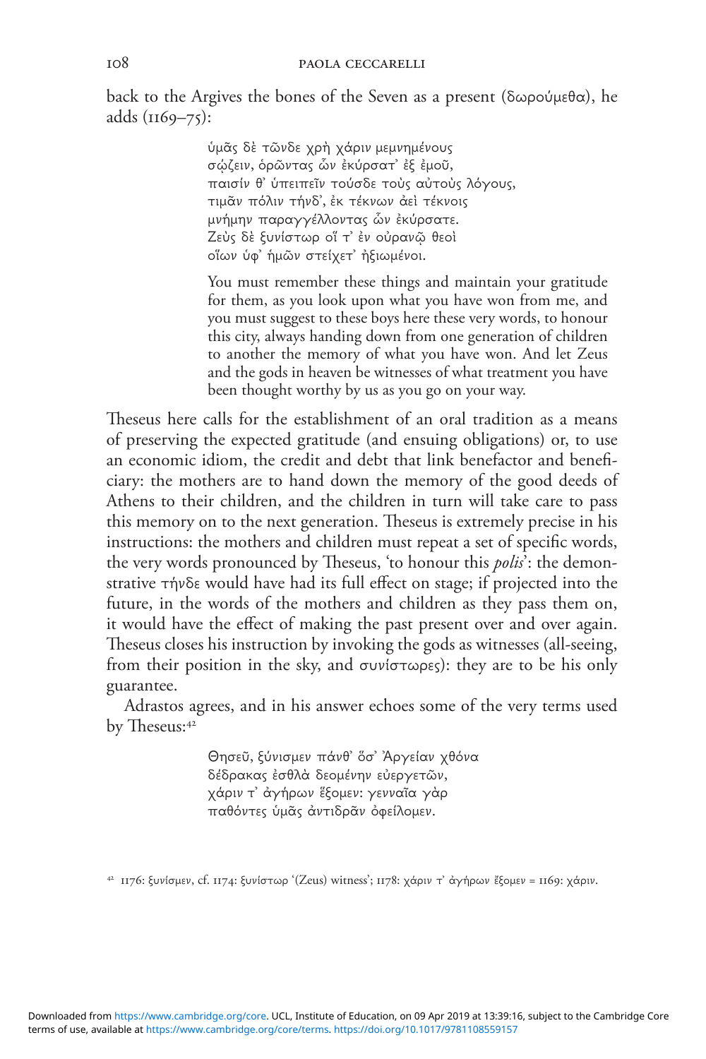back to the Argives the bones of the Seven as a present (δωρούμεθα), he adds (1169–75):

> ὑμᾶς δὲ τῶνδε χρὴ χάριν μεμνημένους
> σῴζειν, ὁρῶντας ὧν ἐκύρσατ᾽ ἐξ ἐμοῦ,
> παισίν θ᾽ ὑπειπεῖν τούσδε τοὺς αὐτοὺς λόγους,
> τιμᾶν πόλιν τήνδ᾽, ἐκ τέκνων ἀεὶ τέκνοις
> μνήμην παραγγέλλοντας ὧν ἐκύρσατε.
> Ζεὺς δὲ ξυνίστωρ οἵ τ᾽ ἐν οὐρανῷ θεοὶ
> οἵων ὑφ᾽ ἡμῶν στείχετ᾽ ἠξιωμένοι.
>
> You must remember these things and maintain your gratitude for them, as you look upon what you have won from me, and you must suggest to these boys here these very words, to honour this city, always handing down from one generation of children to another the memory of what you have won. And let Zeus and the gods in heaven be witnesses of what treatment you have been thought worthy by us as you go on your way.

Theseus here calls for the establishment of an oral tradition as a means of preserving the expected gratitude (and ensuing obligations) or, to use an economic idiom, the credit and debt that link benefactor and beneficiary: the mothers are to hand down the memory of the good deeds of Athens to their children, and the children in turn will take care to pass this memory on to the next generation. Theseus is extremely precise in his instructions: the mothers and children must repeat a set of specific words, the very words pronounced by Theseus, 'to honour this *polis*': the demonstrative τήνδε would have had its full effect on stage; if projected into the future, in the words of the mothers and children as they pass them on, it would have the effect of making the past present over and over again. Theseus closes his instruction by invoking the gods as witnesses (all-seeing, from their position in the sky, and συνίστωρες): they are to be his only guarantee.

Adrastos agrees, and in his answer echoes some of the very terms used by Theseus:[42]

> Θησεῦ, ξύνισμεν πάνθ᾽ ὅσ᾽ Ἀργείαν χθόνα
> δέδρακας ἐσθλὰ δεομένην εὐεργετῶν,
> χάριν τ᾽ ἀγήρων ἕξομεν· γενναῖα γὰρ
> παθόντες ὑμᾶς ἀντιδρᾶν ὀφείλομεν.

[42] 1176: ξυνίσμεν, cf. 1174: ξυνίστωρ '(Zeus) witness'; 1178: χάριν τ᾽ ἀγήρων ἕξομεν = 1169: χάριν.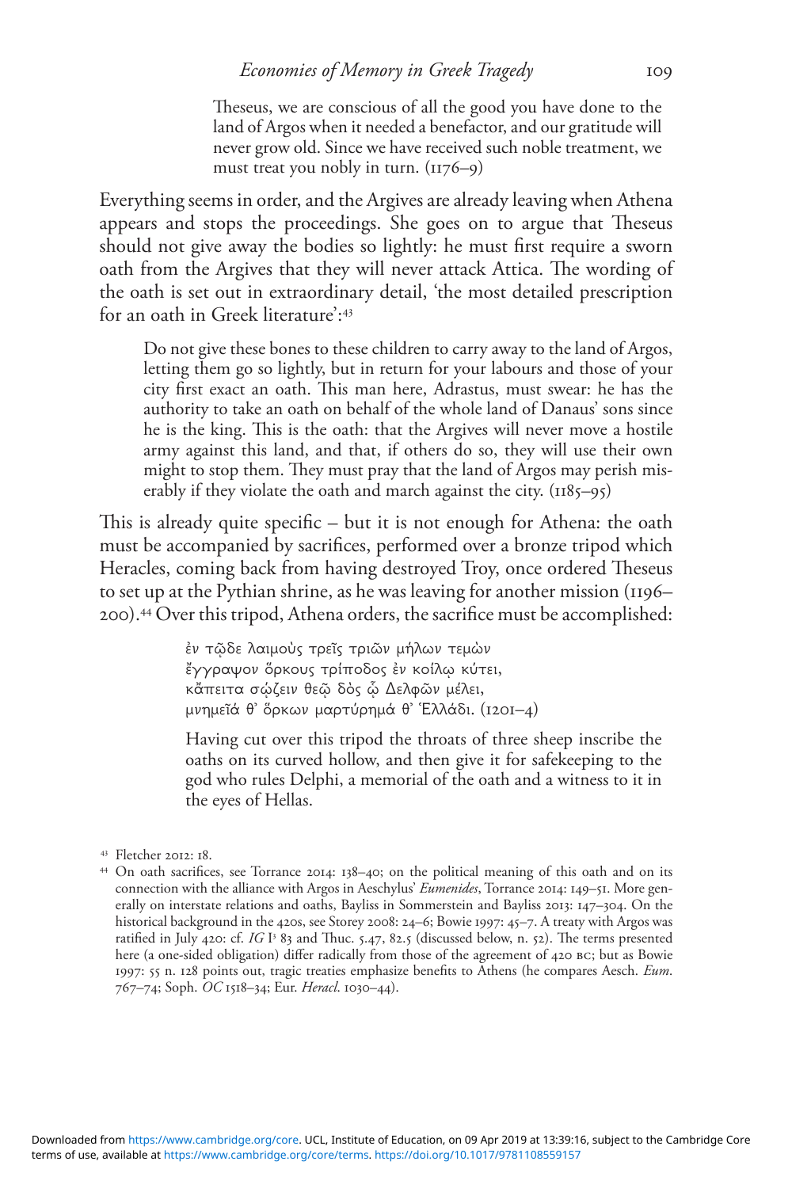> Theseus, we are conscious of all the good you have done to the land of Argos when it needed a benefactor, and our gratitude will never grow old. Since we have received such noble treatment, we must treat you nobly in turn. (1176–9)

Everything seems in order, and the Argives are already leaving when Athena appears and stops the proceedings. She goes on to argue that Theseus should not give away the bodies so lightly: he must first require a sworn oath from the Argives that they will never attack Attica. The wording of the oath is set out in extraordinary detail, 'the most detailed prescription for an oath in Greek literature':[43]

> Do not give these bones to these children to carry away to the land of Argos, letting them go so lightly, but in return for your labours and those of your city first exact an oath. This man here, Adrastus, must swear: he has the authority to take an oath on behalf of the whole land of Danaus' sons since he is the king. This is the oath: that the Argives will never move a hostile army against this land, and that, if others do so, they will use their own might to stop them. They must pray that the land of Argos may perish miserably if they violate the oath and march against the city. (1185–95)

This is already quite specific – but it is not enough for Athena: the oath must be accompanied by sacrifices, performed over a bronze tripod which Heracles, coming back from having destroyed Troy, once ordered Theseus to set up at the Pythian shrine, as he was leaving for another mission (1196–200).[44] Over this tripod, Athena orders, the sacrifice must be accomplished:

> ἐν τῷδε λαιμοὺς τρεῖς τριῶν μήλων τεμὼν
> ἔγγραψον ὅρκους τρίποδος ἐν κοίλῳ κύτει,
> κἄπειτα σῴζειν θεῷ δὸς ᾧ Δελφῶν μέλει,
> μνημεῖά θ' ὅρκων μαρτύρημά θ' Ἑλλάδι. (1201–4)
>
> Having cut over this tripod the throats of three sheep inscribe the oaths on its curved hollow, and then give it for safekeeping to the god who rules Delphi, a memorial of the oath and a witness to it in the eyes of Hellas.

[43] Fletcher 2012: 18.

[44] On oath sacrifices, see Torrance 2014: 138–40; on the political meaning of this oath and on its connection with the alliance with Argos in Aeschylus' *Eumenides*, Torrance 2014: 149–51. More generally on interstate relations and oaths, Bayliss in Sommerstein and Bayliss 2013: 147–304. On the historical background in the 420s, see Storey 2008: 24–6; Bowie 1997: 45–7. A treaty with Argos was ratified in July 420: cf. *IG* I³ 83 and Thuc. 5.47, 82.5 (discussed below, n. 52). The terms presented here (a one-sided obligation) differ radically from those of the agreement of 420 BC; but as Bowie 1997: 55 n. 128 points out, tragic treaties emphasize benefits to Athens (he compares Aesch. *Eum.* 767–74; Soph. *OC* 1518–34; Eur. *Heracl.* 1030–44).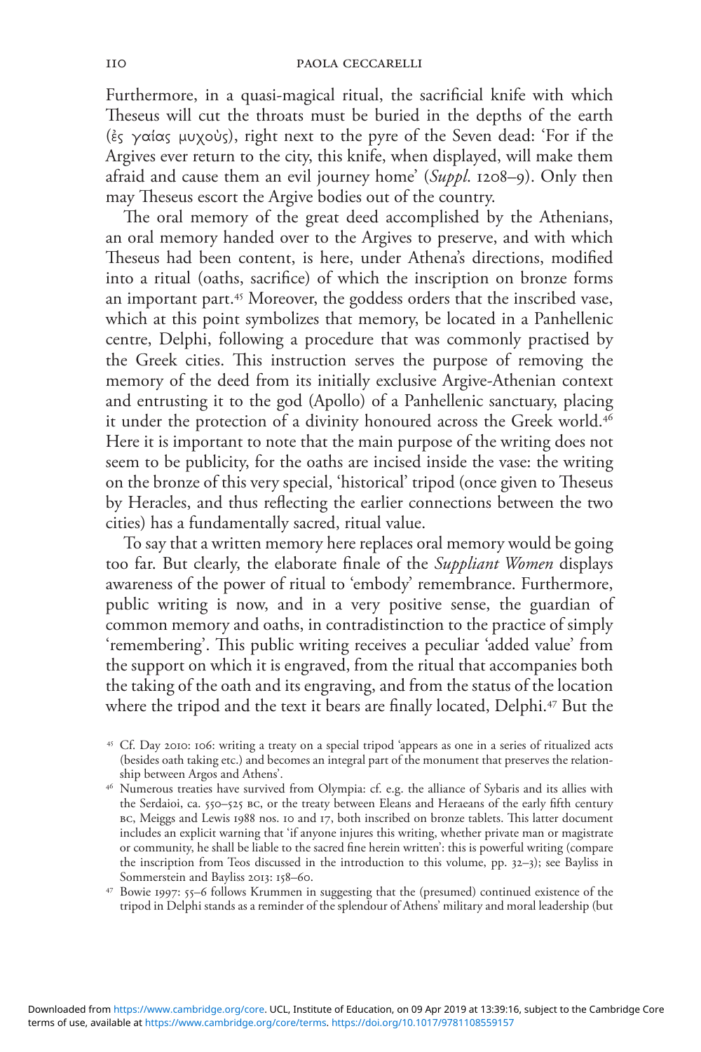Furthermore, in a quasi-magical ritual, the sacrificial knife with which Theseus will cut the throats must be buried in the depths of the earth (ἐς γαίας μυχοὺς), right next to the pyre of the Seven dead: 'For if the Argives ever return to the city, this knife, when displayed, will make them afraid and cause them an evil journey home' (*Suppl.* 1208–9). Only then may Theseus escort the Argive bodies out of the country.

The oral memory of the great deed accomplished by the Athenians, an oral memory handed over to the Argives to preserve, and with which Theseus had been content, is here, under Athena's directions, modified into a ritual (oaths, sacrifice) of which the inscription on bronze forms an important part.[45] Moreover, the goddess orders that the inscribed vase, which at this point symbolizes that memory, be located in a Panhellenic centre, Delphi, following a procedure that was commonly practised by the Greek cities. This instruction serves the purpose of removing the memory of the deed from its initially exclusive Argive-Athenian context and entrusting it to the god (Apollo) of a Panhellenic sanctuary, placing it under the protection of a divinity honoured across the Greek world.[46] Here it is important to note that the main purpose of the writing does not seem to be publicity, for the oaths are incised inside the vase: the writing on the bronze of this very special, 'historical' tripod (once given to Theseus by Heracles, and thus reflecting the earlier connections between the two cities) has a fundamentally sacred, ritual value.

To say that a written memory here replaces oral memory would be going too far. But clearly, the elaborate finale of the *Suppliant Women* displays awareness of the power of ritual to 'embody' remembrance. Furthermore, public writing is now, and in a very positive sense, the guardian of common memory and oaths, in contradistinction to the practice of simply 'remembering'. This public writing receives a peculiar 'added value' from the support on which it is engraved, from the ritual that accompanies both the taking of the oath and its engraving, and from the status of the location where the tripod and the text it bears are finally located, Delphi.[47] But the

[45] Cf. Day 2010: 106: writing a treaty on a special tripod 'appears as one in a series of ritualized acts (besides oath taking etc.) and becomes an integral part of the monument that preserves the relationship between Argos and Athens'.

[46] Numerous treaties have survived from Olympia: cf. e.g. the alliance of Sybaris and its allies with the Serdaioi, ca. 550–525 BC, or the treaty between Eleans and Heraeans of the early fifth century BC, Meiggs and Lewis 1988 nos. 10 and 17, both inscribed on bronze tablets. This latter document includes an explicit warning that 'if anyone injures this writing, whether private man or magistrate or community, he shall be liable to the sacred fine herein written': this is powerful writing (compare the inscription from Teos discussed in the introduction to this volume, pp. 32–3); see Bayliss in Sommerstein and Bayliss 2013: 158–60.

[47] Bowie 1997: 55–6 follows Krummen in suggesting that the (presumed) continued existence of the tripod in Delphi stands as a reminder of the splendour of Athens' military and moral leadership (but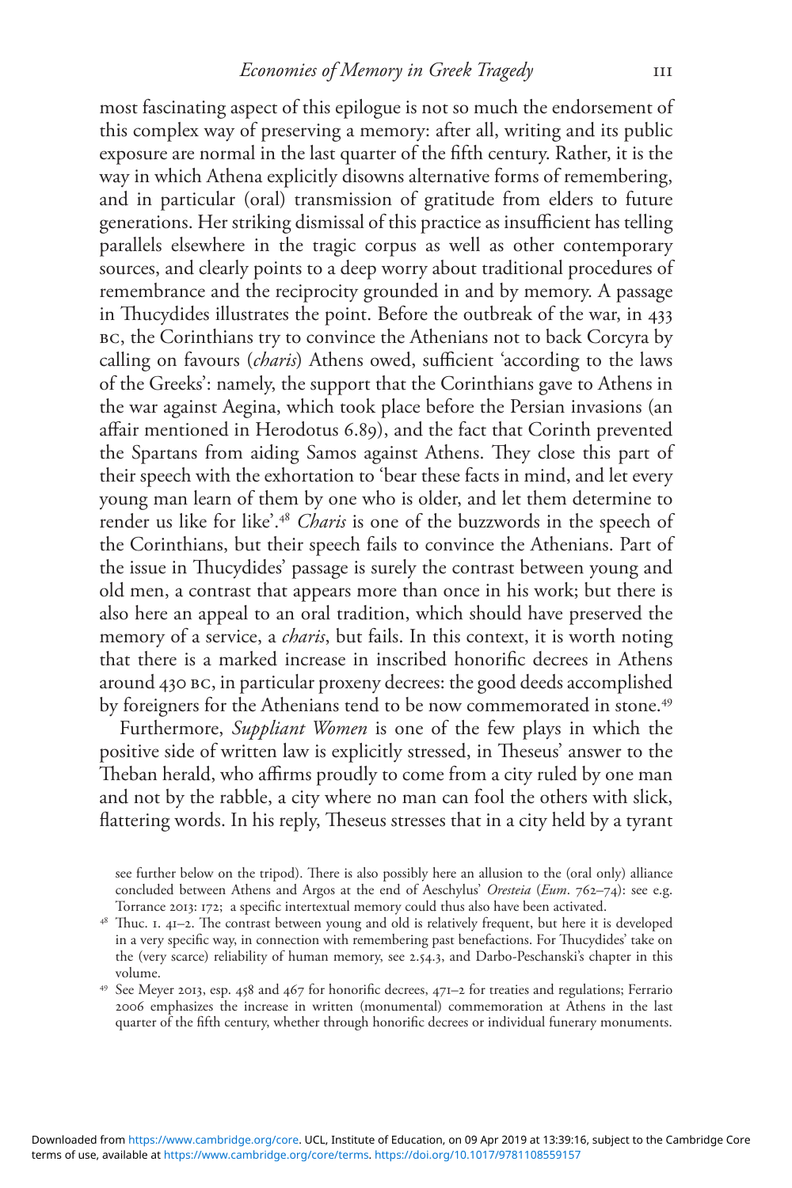most fascinating aspect of this epilogue is not so much the endorsement of this complex way of preserving a memory: after all, writing and its public exposure are normal in the last quarter of the fifth century. Rather, it is the way in which Athena explicitly disowns alternative forms of remembering, and in particular (oral) transmission of gratitude from elders to future generations. Her striking dismissal of this practice as insufficient has telling parallels elsewhere in the tragic corpus as well as other contemporary sources, and clearly points to a deep worry about traditional procedures of remembrance and the reciprocity grounded in and by memory. A passage in Thucydides illustrates the point. Before the outbreak of the war, in 433 BC, the Corinthians try to convince the Athenians not to back Corcyra by calling on favours (*charis*) Athens owed, sufficient 'according to the laws of the Greeks': namely, the support that the Corinthians gave to Athens in the war against Aegina, which took place before the Persian invasions (an affair mentioned in Herodotus 6.89), and the fact that Corinth prevented the Spartans from aiding Samos against Athens. They close this part of their speech with the exhortation to 'bear these facts in mind, and let every young man learn of them by one who is older, and let them determine to render us like for like'.[48] *Charis* is one of the buzzwords in the speech of the Corinthians, but their speech fails to convince the Athenians. Part of the issue in Thucydides' passage is surely the contrast between young and old men, a contrast that appears more than once in his work; but there is also here an appeal to an oral tradition, which should have preserved the memory of a service, a *charis*, but fails. In this context, it is worth noting that there is a marked increase in inscribed honorific decrees in Athens around 430 BC, in particular proxeny decrees: the good deeds accomplished by foreigners for the Athenians tend to be now commemorated in stone.[49]

Furthermore, *Suppliant Women* is one of the few plays in which the positive side of written law is explicitly stressed, in Theseus' answer to the Theban herald, who affirms proudly to come from a city ruled by one man and not by the rabble, a city where no man can fool the others with slick, flattering words. In his reply, Theseus stresses that in a city held by a tyrant

see further below on the tripod). There is also possibly here an allusion to the (oral only) alliance concluded between Athens and Argos at the end of Aeschylus' *Oresteia* (*Eum*. 762–74): see e.g. Torrance 2013: 172; a specific intertextual memory could thus also have been activated.

[48] Thuc. 1. 41–2. The contrast between young and old is relatively frequent, but here it is developed in a very specific way, in connection with remembering past benefactions. For Thucydides' take on the (very scarce) reliability of human memory, see 2.54.3, and Darbo-Peschanski's chapter in this volume.

[49] See Meyer 2013, esp. 458 and 467 for honorific decrees, 471–2 for treaties and regulations; Ferrario 2006 emphasizes the increase in written (monumental) commemoration at Athens in the last quarter of the fifth century, whether through honorific decrees or individual funerary monuments.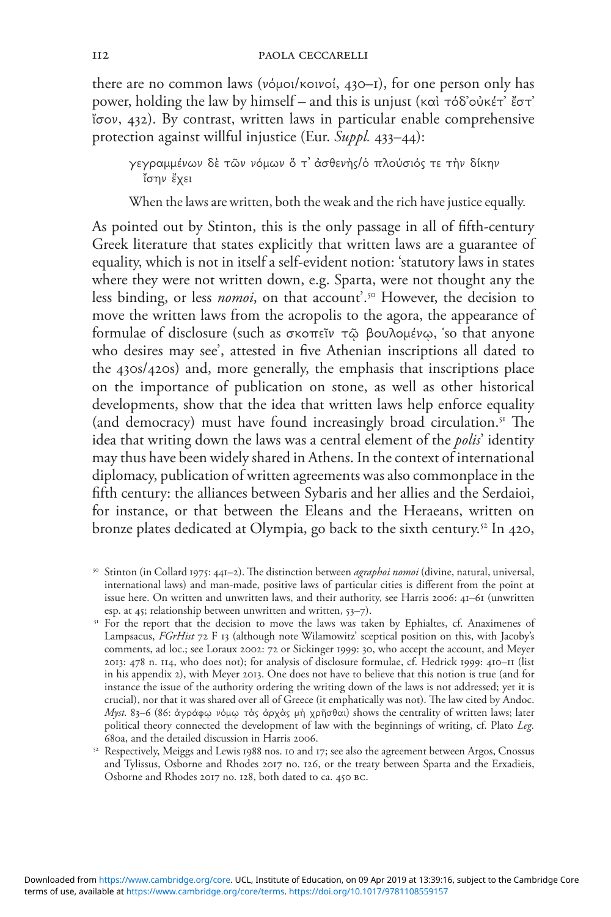there are no common laws (νόμοι/κοινοί, 430–1), for one person only has power, holding the law by himself – and this is unjust (καὶ τόδ᾽οὐκέτ᾽ ἔστ᾽ ἴσον, 432). By contrast, written laws in particular enable comprehensive protection against willful injustice (Eur. *Suppl.* 433–44):

> γεγραμμένων δὲ τῶν νόμων ὅ τ᾽ ἀσθενὴς/ὁ πλούσιός τε τὴν δίκην ἴσην ἔχει
>
> When the laws are written, both the weak and the rich have justice equally.

As pointed out by Stinton, this is the only passage in all of fifth-century Greek literature that states explicitly that written laws are a guarantee of equality, which is not in itself a self-evident notion: 'statutory laws in states where they were not written down, e.g. Sparta, were not thought any the less binding, or less *nomoi*, on that account'.[50] However, the decision to move the written laws from the acropolis to the agora, the appearance of formulae of disclosure (such as σκοπεῖν τῷ βουλομένῳ, 'so that anyone who desires may see', attested in five Athenian inscriptions all dated to the 430s/420s) and, more generally, the emphasis that inscriptions place on the importance of publication on stone, as well as other historical developments, show that the idea that written laws help enforce equality (and democracy) must have found increasingly broad circulation.[51] The idea that writing down the laws was a central element of the *polis*' identity may thus have been widely shared in Athens. In the context of international diplomacy, publication of written agreements was also commonplace in the fifth century: the alliances between Sybaris and her allies and the Serdaioi, for instance, or that between the Eleans and the Heraeans, written on bronze plates dedicated at Olympia, go back to the sixth century.[52] In 420,

---

[50] Stinton (in Collard 1975: 441–2). The distinction between *agraphoi nomoi* (divine, natural, universal, international laws) and man-made, positive laws of particular cities is different from the point at issue here. On written and unwritten laws, and their authority, see Harris 2006: 41–61 (unwritten esp. at 45; relationship between unwritten and written, 53–7).

[51] For the report that the decision to move the laws was taken by Ephialtes, cf. Anaximenes of Lampsacus, *FGrHist* 72 F 13 (although note Wilamowitz' sceptical position on this, with Jacoby's comments, ad loc.; see Loraux 2002: 72 or Sickinger 1999: 30, who accept the account, and Meyer 2013: 478 n. 114, who does not); for analysis of disclosure formulae, cf. Hedrick 1999: 410–11 (list in his appendix 2), with Meyer 2013. One does not have to believe that this notion is true (and for instance the issue of the authority ordering the writing down of the laws is not addressed; yet it is crucial), nor that it was shared over all of Greece (it emphatically was not). The law cited by Andoc. *Myst.* 83–6 (86: ἀγράφῳ νόμῳ τὰς ἀρχὰς μὴ χρῆσθαι) shows the centrality of written laws; later political theory connected the development of law with the beginnings of writing, cf. Plato *Leg.* 680a, and the detailed discussion in Harris 2006.

[52] Respectively, Meiggs and Lewis 1988 nos. 10 and 17; see also the agreement between Argos, Cnossus and Tylissus, Osborne and Rhodes 2017 no. 126, or the treaty between Sparta and the Erxadieis, Osborne and Rhodes 2017 no. 128, both dated to ca. 450 BC.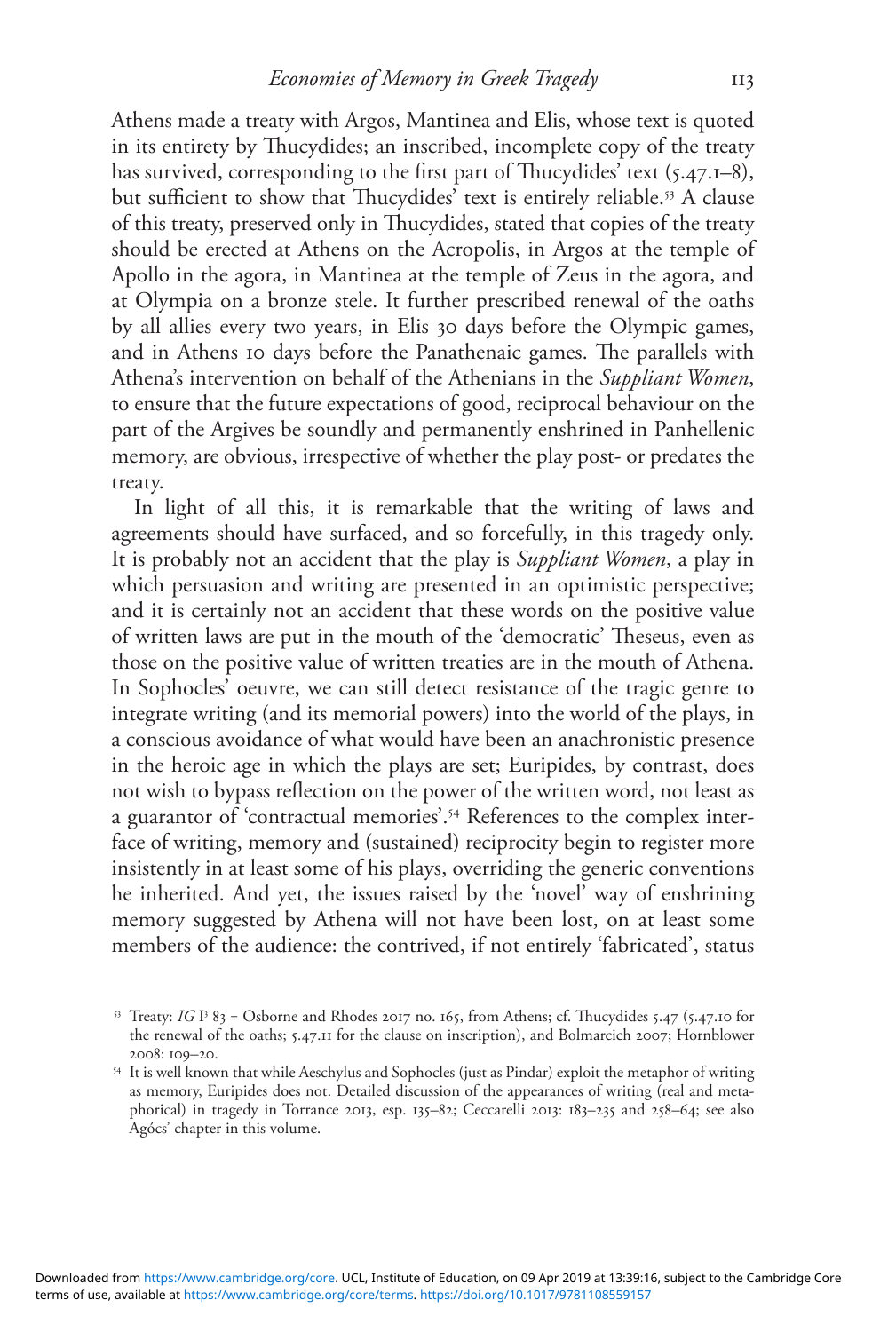Athens made a treaty with Argos, Mantinea and Elis, whose text is quoted in its entirety by Thucydides; an inscribed, incomplete copy of the treaty has survived, corresponding to the first part of Thucydides' text (5.47.1–8), but sufficient to show that Thucydides' text is entirely reliable.[53] A clause of this treaty, preserved only in Thucydides, stated that copies of the treaty should be erected at Athens on the Acropolis, in Argos at the temple of Apollo in the agora, in Mantinea at the temple of Zeus in the agora, and at Olympia on a bronze stele. It further prescribed renewal of the oaths by all allies every two years, in Elis 30 days before the Olympic games, and in Athens 10 days before the Panathenaic games. The parallels with Athena's intervention on behalf of the Athenians in the *Suppliant Women*, to ensure that the future expectations of good, reciprocal behaviour on the part of the Argives be soundly and permanently enshrined in Panhellenic memory, are obvious, irrespective of whether the play post- or predates the treaty.

In light of all this, it is remarkable that the writing of laws and agreements should have surfaced, and so forcefully, in this tragedy only. It is probably not an accident that the play is *Suppliant Women*, a play in which persuasion and writing are presented in an optimistic perspective; and it is certainly not an accident that these words on the positive value of written laws are put in the mouth of the 'democratic' Theseus, even as those on the positive value of written treaties are in the mouth of Athena. In Sophocles' oeuvre, we can still detect resistance of the tragic genre to integrate writing (and its memorial powers) into the world of the plays, in a conscious avoidance of what would have been an anachronistic presence in the heroic age in which the plays are set; Euripides, by contrast, does not wish to bypass reflection on the power of the written word, not least as a guarantor of 'contractual memories'.[54] References to the complex interface of writing, memory and (sustained) reciprocity begin to register more insistently in at least some of his plays, overriding the generic conventions he inherited. And yet, the issues raised by the 'novel' way of enshrining memory suggested by Athena will not have been lost, on at least some members of the audience: the contrived, if not entirely 'fabricated', status

---

[53] Treaty: *IG* I³ 83 = Osborne and Rhodes 2017 no. 165, from Athens; cf. Thucydides 5.47 (5.47.10 for the renewal of the oaths; 5.47.11 for the clause on inscription), and Bolmarcich 2007; Hornblower 2008: 109–20.

[54] It is well known that while Aeschylus and Sophocles (just as Pindar) exploit the metaphor of writing as memory, Euripides does not. Detailed discussion of the appearances of writing (real and metaphorical) in tragedy in Torrance 2013, esp. 135–82; Ceccarelli 2013: 183–235 and 258–64; see also Agócs' chapter in this volume.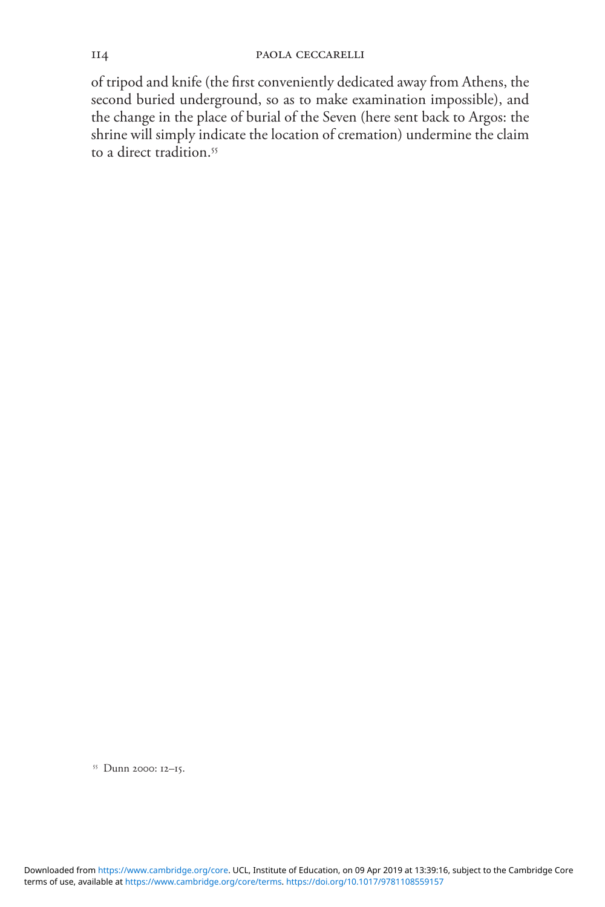of tripod and knife (the first conveniently dedicated away from Athens, the second buried underground, so as to make examination impossible), and the change in the place of burial of the Seven (here sent back to Argos: the shrine will simply indicate the location of cremation) undermine the claim to a direct tradition.[55]

[55] Dunn 2000: 12–15.